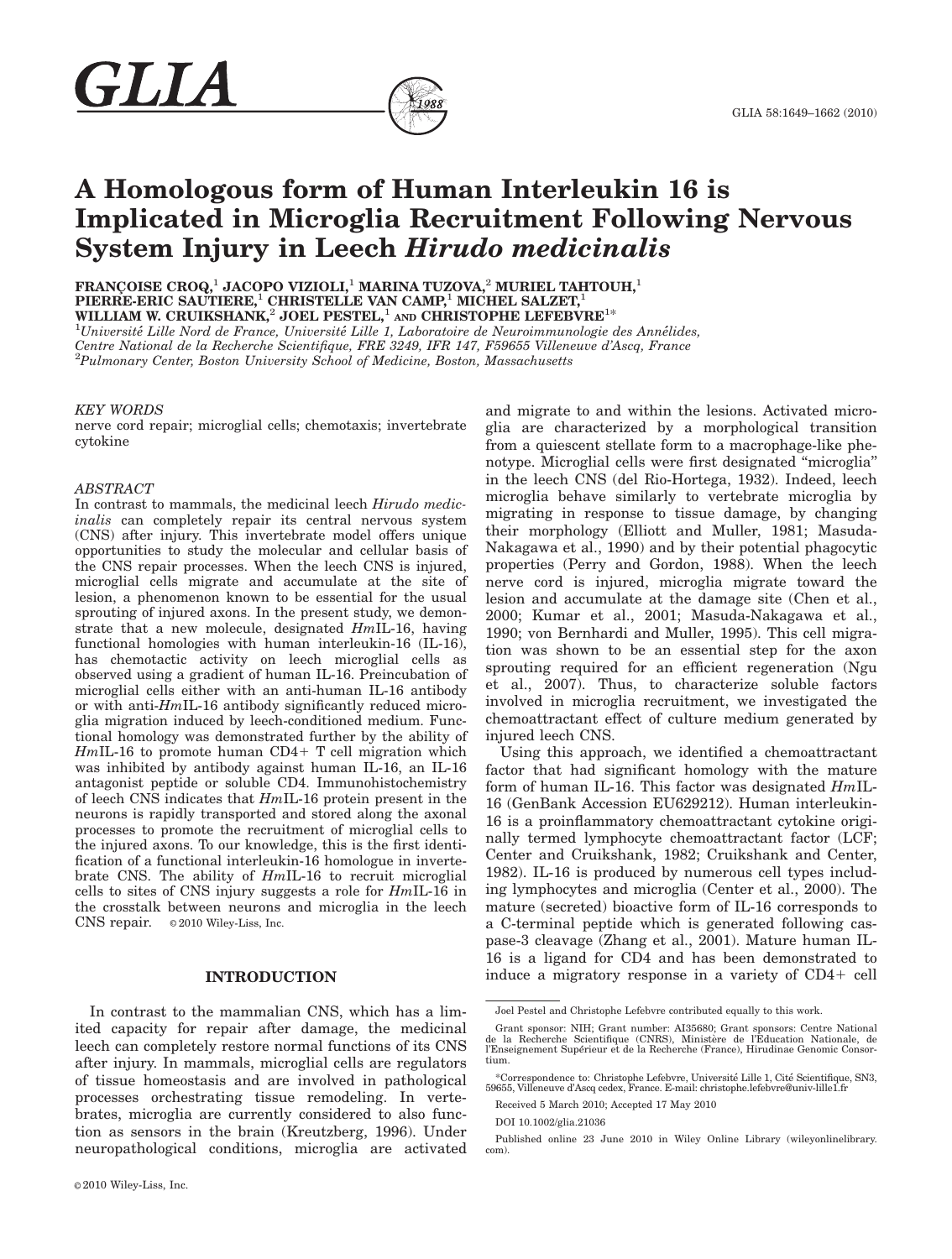# A Homologous form of Human Interleukin 16 is Implicated in Microglia Recruitment Following Nervous System Injury in Leech *Hirudo medicinalis*

**FRANÇOISE CROQ,[1] JACOPO VIZIOLI,[1] MARINA TUZOVA,[2] MURIEL TAHTOUH,[1] PIERRE-ERIC SAUTIERE,[1] CHRISTELLE VAN CAMP,[1] MICHEL SALZET,[1] WILLIAM W. CRUIKSHANK,[2] JOEL PESTEL,[1] AND CHRISTOPHE LEFEBVRE[1*]**

[1]*Université Lille Nord de France, Université Lille 1, Laboratoire de Neuroimmunologie des Annélides, Centre National de la Recherche Scientifique, FRE 3249, IFR 147, F59655 Villeneuve d'Ascq, France*
[2]*Pulmonary Center, Boston University School of Medicine, Boston, Massachusetts*

*KEY WORDS*
nerve cord repair; microglial cells; chemotaxis; invertebrate cytokine

*ABSTRACT*
In contrast to mammals, the medicinal leech *Hirudo medicinalis* can completely repair its central nervous system (CNS) after injury. This invertebrate model offers unique opportunities to study the molecular and cellular basis of the CNS repair processes. When the leech CNS is injured, microglial cells migrate and accumulate at the site of lesion, a phenomenon known to be essential for the usual sprouting of injured axons. In the present study, we demonstrate that a new molecule, designated *Hm*IL-16, having functional homologies with human interleukin-16 (IL-16), has chemotactic activity on leech microglial cells as observed using a gradient of human IL-16. Preincubation of microglial cells either with an anti-human IL-16 antibody or with anti-*Hm*IL-16 antibody significantly reduced microglia migration induced by leech-conditioned medium. Functional homology was demonstrated further by the ability of *Hm*IL-16 to promote human CD4+ T cell migration which was inhibited by antibody against human IL-16, an IL-16 antagonist peptide or soluble CD4. Immunohistochemistry of leech CNS indicates that *Hm*IL-16 protein present in the neurons is rapidly transported and stored along the axonal processes to promote the recruitment of microglial cells to the injured axons. To our knowledge, this is the first identification of a functional interleukin-16 homologue in invertebrate CNS. The ability of *Hm*IL-16 to recruit microglial cells to sites of CNS injury suggests a role for *Hm*IL-16 in the crosstalk between neurons and microglia in the leech CNS repair. © 2010 Wiley-Liss, Inc.

## INTRODUCTION

In contrast to the mammalian CNS, which has a limited capacity for repair after damage, the medicinal leech can completely restore normal functions of its CNS after injury. In mammals, microglial cells are regulators of tissue homeostasis and are involved in pathological processes orchestrating tissue remodeling. In vertebrates, microglia are currently considered to also function as sensors in the brain (Kreutzberg, 1996). Under neuropathological conditions, microglia are activated and migrate to and within the lesions. Activated microglia are characterized by a morphological transition from a quiescent stellate form to a macrophage-like phenotype. Microglial cells were first designated "microglia" in the leech CNS (del Rio-Hortega, 1932). Indeed, leech microglia behave similarly to vertebrate microglia by migrating in response to tissue damage, by changing their morphology (Elliott and Muller, 1981; Masuda-Nakagawa et al., 1990) and by their potential phagocytic properties (Perry and Gordon, 1988). When the leech nerve cord is injured, microglia migrate toward the lesion and accumulate at the damage site (Chen et al., 2000; Kumar et al., 2001; Masuda-Nakagawa et al., 1990; von Bernhardi and Muller, 1995). This cell migration was shown to be an essential step for the axon sprouting required for an efficient regeneration (Ngu et al., 2007). Thus, to characterize soluble factors involved in microglia recruitment, we investigated the chemoattractant effect of culture medium generated by injured leech CNS.

Using this approach, we identified a chemoattractant factor that had significant homology with the mature form of human IL-16. This factor was designated *Hm*IL-16 (GenBank Accession EU629212). Human interleukin-16 is a proinflammatory chemoattractant cytokine originally termed lymphocyte chemoattractant factor (LCF; Center and Cruikshank, 1982; Cruikshank and Center, 1982). IL-16 is produced by numerous cell types including lymphocytes and microglia (Center et al., 2000). The mature (secreted) bioactive form of IL-16 corresponds to a C-terminal peptide which is generated following caspase-3 cleavage (Zhang et al., 2001). Mature human IL-16 is a ligand for CD4 and has been demonstrated to induce a migratory response in a variety of CD4+ cell

---

Joel Pestel and Christophe Lefebvre contributed equally to this work.

Grant sponsor: NIH; Grant number: AI35680; Grant sponsors: Centre National de la Recherche Scientifique (CNRS), Ministère de l'Education Nationale, de l'Enseignement Supérieur et de la Recherche (France), Hirudinae Genomic Consortium.

*Correspondence to: Christophe Lefebvre, Université Lille 1, Cité Scientifique, SN3, 59655, Villeneuve d'Ascq cedex, France. E-mail: christophe.lefebvre@univ-lille1.fr

Received 5 March 2010; Accepted 17 May 2010

DOI 10.1002/glia.21036

Published online 23 June 2010 in Wiley Online Library (wileyonlinelibrary.com).

© 2010 Wiley-Liss, Inc.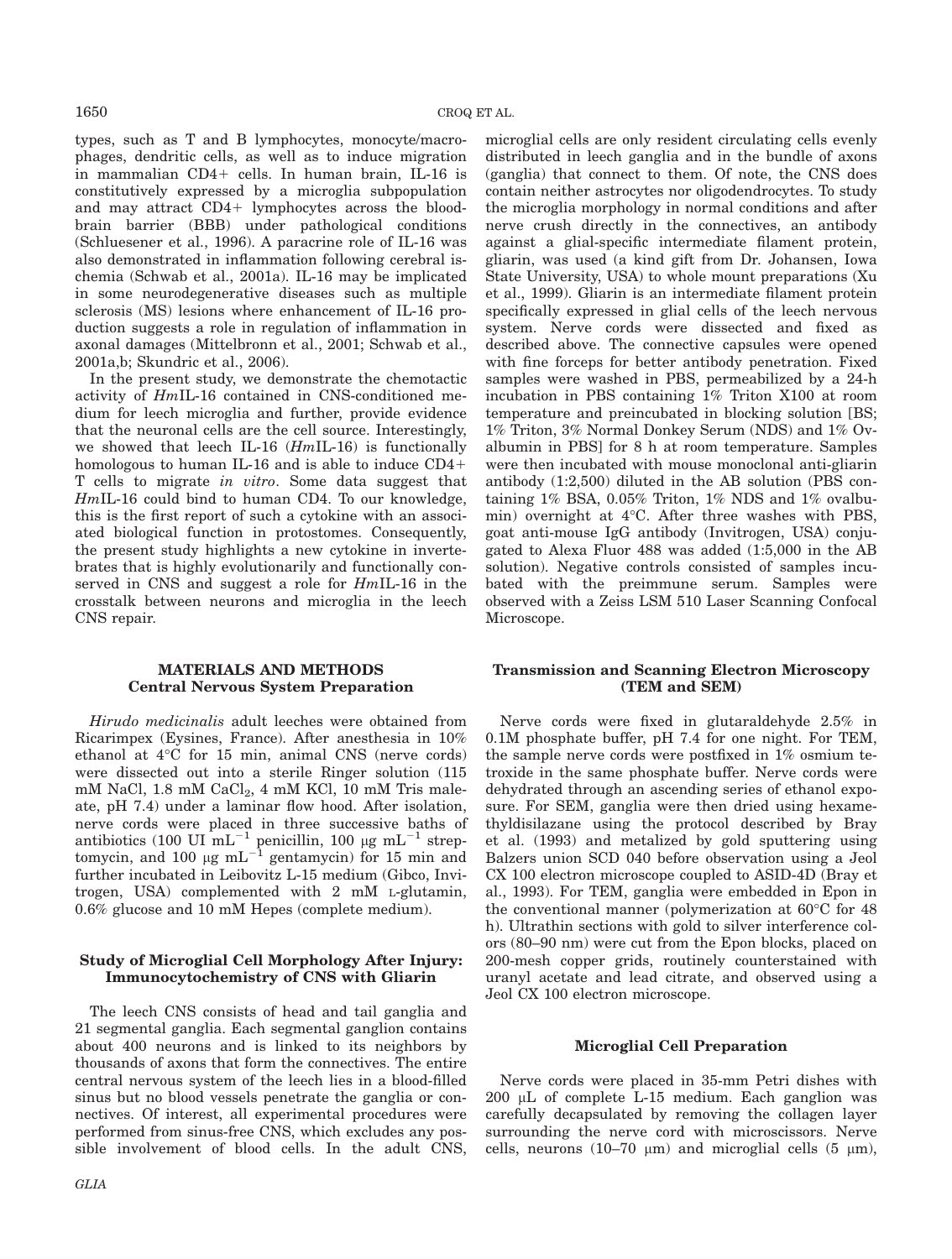types, such as T and B lymphocytes, monocyte/macrophages, dendritic cells, as well as to induce migration in mammalian CD4+ cells. In human brain, IL-16 is constitutively expressed by a microglia subpopulation and may attract CD4+ lymphocytes across the blood-brain barrier (BBB) under pathological conditions (Schluesener et al., 1996). A paracrine role of IL-16 was also demonstrated in inflammation following cerebral ischemia (Schwab et al., 2001a). IL-16 may be implicated in some neurodegenerative diseases such as multiple sclerosis (MS) lesions where enhancement of IL-16 production suggests a role in regulation of inflammation in axonal damages (Mittelbronn et al., 2001; Schwab et al., 2001a,b; Skundric et al., 2006).

In the present study, we demonstrate the chemotactic activity of *Hm*IL-16 contained in CNS-conditioned medium for leech microglia and further, provide evidence that the neuronal cells are the cell source. Interestingly, we showed that leech IL-16 (*Hm*IL-16) is functionally homologous to human IL-16 and is able to induce CD4+ T cells to migrate *in vitro*. Some data suggest that *Hm*IL-16 could bind to human CD4. To our knowledge, this is the first report of such a cytokine with an associated biological function in protostomes. Consequently, the present study highlights a new cytokine in invertebrates that is highly evolutionarily and functionally conserved in CNS and suggest a role for *Hm*IL-16 in the crosstalk between neurons and microglia in the leech CNS repair.

## MATERIALS AND METHODS

### Central Nervous System Preparation

*Hirudo medicinalis* adult leeches were obtained from Ricarimpex (Eysines, France). After anesthesia in 10% ethanol at 4°C for 15 min, animal CNS (nerve cords) were dissected out into a sterile Ringer solution (115 mM NaCl, 1.8 mM $CaCl_2$, 4 mM KCl, 10 mM Tris maleate, pH 7.4) under a laminar flow hood. After isolation, nerve cords were placed in three successive baths of antibiotics (100 UI $mL^{-1}$ penicillin, 100 μg $mL^{-1}$ streptomycin, and 100 μg $mL^{-1}$ gentamycin) for 15 min and further incubated in Leibovitz L-15 medium (Gibco, Invitrogen, USA) complemented with 2 mM L-glutamin, 0.6% glucose and 10 mM Hepes (complete medium).

### Study of Microglial Cell Morphology After Injury: Immunocytochemistry of CNS with Gliarin

The leech CNS consists of head and tail ganglia and 21 segmental ganglia. Each segmental ganglion contains about 400 neurons and is linked to its neighbors by thousands of axons that form the connectives. The entire central nervous system of the leech lies in a blood-filled sinus but no blood vessels penetrate the ganglia or connectives. Of interest, all experimental procedures were performed from sinus-free CNS, which excludes any possible involvement of blood cells. In the adult CNS, microglial cells are only resident circulating cells evenly distributed in leech ganglia and in the bundle of axons (ganglia) that connect to them. Of note, the CNS does contain neither astrocytes nor oligodendrocytes. To study the microglia morphology in normal conditions and after nerve crush directly in the connectives, an antibody against a glial-specific intermediate filament protein, gliarin, was used (a kind gift from Dr. Johansen, Iowa State University, USA) to whole mount preparations (Xu et al., 1999). Gliarin is an intermediate filament protein specifically expressed in glial cells of the leech nervous system. Nerve cords were dissected and fixed as described above. The connective capsules were opened with fine forceps for better antibody penetration. Fixed samples were washed in PBS, permeabilized by a 24-h incubation in PBS containing 1% Triton X100 at room temperature and preincubated in blocking solution [BS; 1% Triton, 3% Normal Donkey Serum (NDS) and 1% Ovalbumin in PBS] for 8 h at room temperature. Samples were then incubated with mouse monoclonal anti-gliarin antibody (1:2,500) diluted in the AB solution (PBS containing 1% BSA, 0.05% Triton, 1% NDS and 1% ovalbumin) overnight at 4°C. After three washes with PBS, goat anti-mouse IgG antibody (Invitrogen, USA) conjugated to Alexa Fluor 488 was added (1:5,000 in the AB solution). Negative controls consisted of samples incubated with the preimmune serum. Samples were observed with a Zeiss LSM 510 Laser Scanning Confocal Microscope.

### Transmission and Scanning Electron Microscopy (TEM and SEM)

Nerve cords were fixed in glutaraldehyde 2.5% in 0.1M phosphate buffer, pH 7.4 for one night. For TEM, the sample nerve cords were postfixed in 1% osmium tetroxide in the same phosphate buffer. Nerve cords were dehydrated through an ascending series of ethanol exposure. For SEM, ganglia were then dried using hexamethyldisilazane using the protocol described by Bray et al. (1993) and metalized by gold sputtering using Balzers union SCD 040 before observation using a Jeol CX 100 electron microscope coupled to ASID-4D (Bray et al., 1993). For TEM, ganglia were embedded in Epon in the conventional manner (polymerization at 60°C for 48 h). Ultrathin sections with gold to silver interference colors (80–90 nm) were cut from the Epon blocks, placed on 200-mesh copper grids, routinely counterstained with uranyl acetate and lead citrate, and observed using a Jeol CX 100 electron microscope.

### Microglial Cell Preparation

Nerve cords were placed in 35-mm Petri dishes with 200 μL of complete L-15 medium. Each ganglion was carefully decapsulated by removing the collagen layer surrounding the nerve cord with microscissors. Nerve cells, neurons (10–70 μm) and microglial cells (5 μm),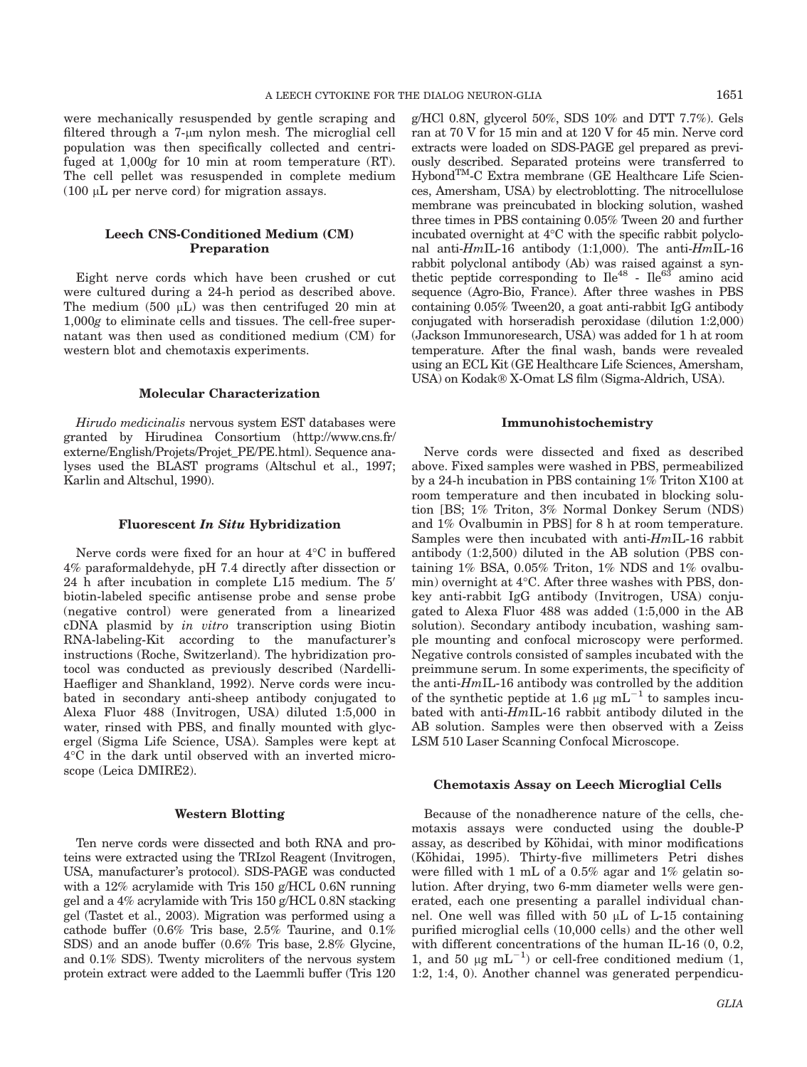were mechanically resuspended by gentle scraping and filtered through a 7-μm nylon mesh. The microglial cell population was then specifically collected and centrifuged at 1,000*g* for 10 min at room temperature (RT). The cell pellet was resuspended in complete medium (100 μL per nerve cord) for migration assays.

### Leech CNS-Conditioned Medium (CM) Preparation

Eight nerve cords which have been crushed or cut were cultured during a 24-h period as described above. The medium (500 μL) was then centrifuged 20 min at 1,000*g* to eliminate cells and tissues. The cell-free supernatant was then used as conditioned medium (CM) for western blot and chemotaxis experiments.

### Molecular Characterization

*Hirudo medicinalis* nervous system EST databases were granted by Hirudinea Consortium (http://www.cns.fr/externe/English/Projets/Projet_PE/PE.html). Sequence analyses used the BLAST programs (Altschul et al., 1997; Karlin and Altschul, 1990).

### Fluorescent *In Situ* Hybridization

Nerve cords were fixed for an hour at 4°C in buffered 4% paraformaldehyde, pH 7.4 directly after dissection or 24 h after incubation in complete L15 medium. The 5′ biotin-labeled specific antisense probe and sense probe (negative control) were generated from a linearized cDNA plasmid by *in vitro* transcription using Biotin RNA-labeling-Kit according to the manufacturer's instructions (Roche, Switzerland). The hybridization protocol was conducted as previously described (Nardelli-Haefliger and Shankland, 1992). Nerve cords were incubated in secondary anti-sheep antibody conjugated to Alexa Fluor 488 (Invitrogen, USA) diluted 1:5,000 in water, rinsed with PBS, and finally mounted with glycergel (Sigma Life Science, USA). Samples were kept at 4°C in the dark until observed with an inverted microscope (Leica DMIRE2).

### Western Blotting

Ten nerve cords were dissected and both RNA and proteins were extracted using the TRIzol Reagent (Invitrogen, USA, manufacturer's protocol). SDS-PAGE was conducted with a 12% acrylamide with Tris 150 g/HCL 0.6N running gel and a 4% acrylamide with Tris 150 g/HCL 0.8N stacking gel (Tastet et al., 2003). Migration was performed using a cathode buffer (0.6% Tris base, 2.5% Taurine, and 0.1% SDS) and an anode buffer (0.6% Tris base, 2.8% Glycine, and 0.1% SDS). Twenty microliters of the nervous system protein extract were added to the Laemmli buffer (Tris 120 g/HCl 0.8N, glycerol 50%, SDS 10% and DTT 7.7%). Gels ran at 70 V for 15 min and at 120 V for 45 min. Nerve cord extracts were loaded on SDS-PAGE gel prepared as previously described. Separated proteins were transferred to Hybond™-C Extra membrane (GE Healthcare Life Sciences, Amersham, USA) by electroblotting. The nitrocellulose membrane was preincubated in blocking solution, washed three times in PBS containing 0.05% Tween 20 and further incubated overnight at 4°C with the specific rabbit polyclonal anti-*Hm*IL-16 antibody (1:1,000). The anti-*Hm*IL-16 rabbit polyclonal antibody (Ab) was raised against a synthetic peptide corresponding to $Ile^{48}$ - $Ile^{63}$ amino acid sequence (Agro-Bio, France). After three washes in PBS containing 0.05% Tween20, a goat anti-rabbit IgG antibody conjugated with horseradish peroxidase (dilution 1:2,000) (Jackson Immunoresearch, USA) was added for 1 h at room temperature. After the final wash, bands were revealed using an ECL Kit (GE Healthcare Life Sciences, Amersham, USA) on Kodak® X-Omat LS film (Sigma-Aldrich, USA).

### Immunohistochemistry

Nerve cords were dissected and fixed as described above. Fixed samples were washed in PBS, permeabilized by a 24-h incubation in PBS containing 1% Triton X100 at room temperature and then incubated in blocking solution [BS; 1% Triton, 3% Normal Donkey Serum (NDS) and 1% Ovalbumin in PBS] for 8 h at room temperature. Samples were then incubated with anti-*Hm*IL-16 rabbit antibody (1:2,500) diluted in the AB solution (PBS containing 1% BSA, 0.05% Triton, 1% NDS and 1% ovalbumin) overnight at 4°C. After three washes with PBS, donkey anti-rabbit IgG antibody (Invitrogen, USA) conjugated to Alexa Fluor 488 was added (1:5,000 in the AB solution). Secondary antibody incubation, washing sample mounting and confocal microscopy were performed. Negative controls consisted of samples incubated with the preimmune serum. In some experiments, the specificity of the anti-*Hm*IL-16 antibody was controlled by the addition of the synthetic peptide at 1.6 μg $mL^{-1}$ to samples incubated with anti-*Hm*IL-16 rabbit antibody diluted in the AB solution. Samples were then observed with a Zeiss LSM 510 Laser Scanning Confocal Microscope.

### Chemotaxis Assay on Leech Microglial Cells

Because of the nonadherence nature of the cells, chemotaxis assays were conducted using the double-P assay, as described by Köhidai, with minor modifications (Köhidai, 1995). Thirty-five millimeters Petri dishes were filled with 1 mL of a 0.5% agar and 1% gelatin solution. After drying, two 6-mm diameter wells were generated, each one presenting a parallel individual channel. One well was filled with 50 μL of L-15 containing purified microglial cells (10,000 cells) and the other well with different concentrations of the human IL-16 (0, 0.2, 1, and 50 μg $mL^{-1}$) or cell-free conditioned medium (1, 1:2, 1:4, 0). Another channel was generated perpendicu-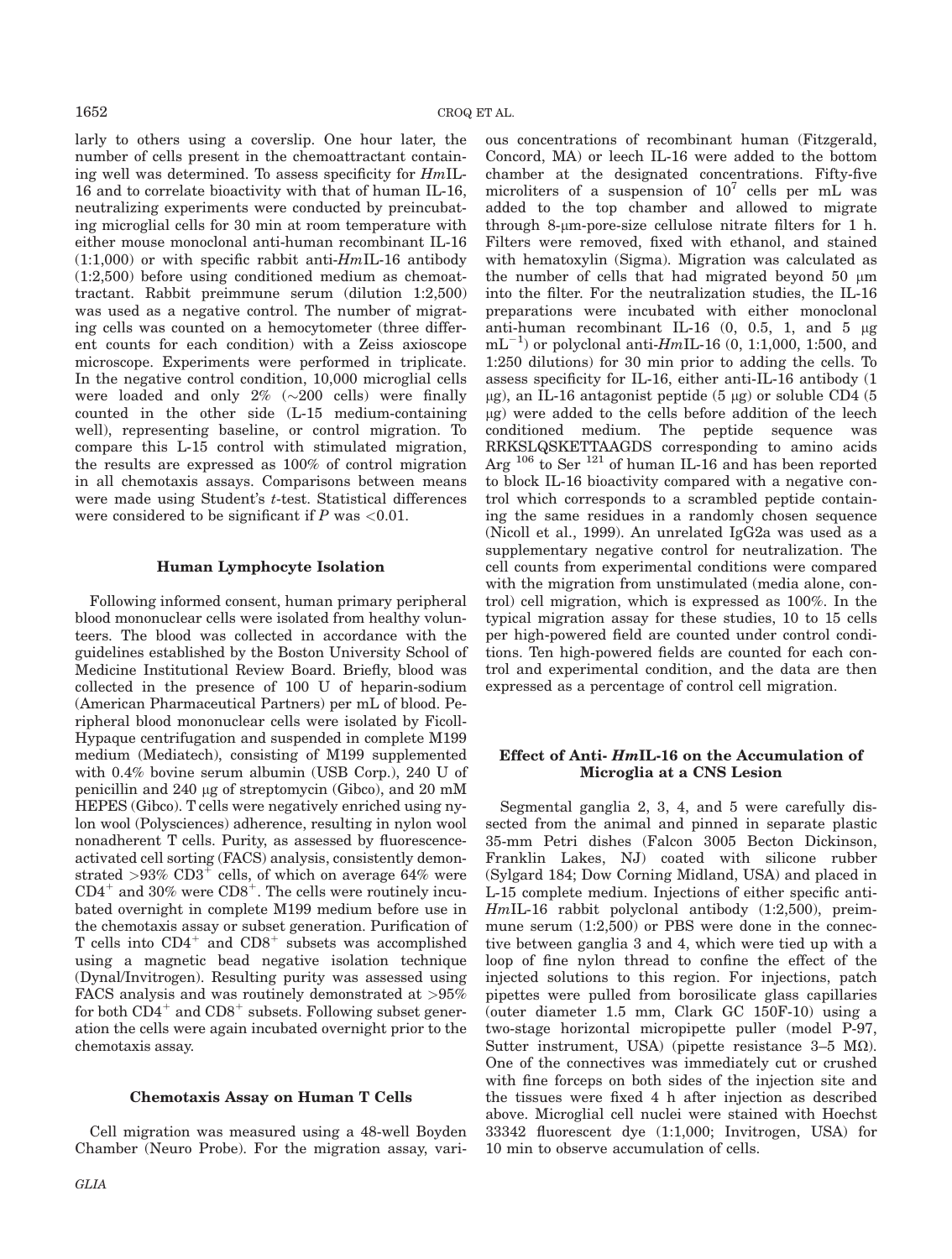larly to others using a coverslip. One hour later, the number of cells present in the chemoattractant containing well was determined. To assess specificity for *Hm*IL-16 and to correlate bioactivity with that of human IL-16, neutralizing experiments were conducted by preincubating microglial cells for 30 min at room temperature with either mouse monoclonal anti-human recombinant IL-16 (1:1,000) or with specific rabbit anti-*Hm*IL-16 antibody (1:2,500) before using conditioned medium as chemoattractant. Rabbit preimmune serum (dilution 1:2,500) was used as a negative control. The number of migrating cells was counted on a hemocytometer (three different counts for each condition) with a Zeiss axioscope microscope. Experiments were performed in triplicate. In the negative control condition, 10,000 microglial cells were loaded and only 2% (~200 cells) were finally counted in the other side (L-15 medium-containing well), representing baseline, or control migration. To compare this L-15 control with stimulated migration, the results are expressed as 100% of control migration in all chemotaxis assays. Comparisons between means were made using Student's *t*-test. Statistical differences were considered to be significant if $P$ was $<0.01$.

### Human Lymphocyte Isolation

Following informed consent, human primary peripheral blood mononuclear cells were isolated from healthy volunteers. The blood was collected in accordance with the guidelines established by the Boston University School of Medicine Institutional Review Board. Briefly, blood was collected in the presence of 100 U of heparin-sodium (American Pharmaceutical Partners) per mL of blood. Peripheral blood mononuclear cells were isolated by Ficoll-Hypaque centrifugation and suspended in complete M199 medium (Mediatech), consisting of M199 supplemented with 0.4% bovine serum albumin (USB Corp.), 240 U of penicillin and 240 μg of streptomycin (Gibco), and 20 mM HEPES (Gibco). T cells were negatively enriched using nylon wool (Polysciences) adherence, resulting in nylon wool nonadherent T cells. Purity, as assessed by fluorescence-activated cell sorting (FACS) analysis, consistently demonstrated >93% $CD3^+$ cells, of which on average 64% were $CD4^+$ and 30% were $CD8^+$. The cells were routinely incubated overnight in complete M199 medium before use in the chemotaxis assay or subset generation. Purification of T cells into $CD4^+$ and $CD8^+$ subsets was accomplished using a magnetic bead negative isolation technique (Dynal/Invitrogen). Resulting purity was assessed using FACS analysis and was routinely demonstrated at >95% for both $CD4^+$ and $CD8^+$ subsets. Following subset generation the cells were again incubated overnight prior to the chemotaxis assay.

### Chemotaxis Assay on Human T Cells

Cell migration was measured using a 48-well Boyden Chamber (Neuro Probe). For the migration assay, various concentrations of recombinant human (Fitzgerald, Concord, MA) or leech IL-16 were added to the bottom chamber at the designated concentrations. Fifty-five microliters of a suspension of $10^7$ cells per mL was added to the top chamber and allowed to migrate through 8-μm-pore-size cellulose nitrate filters for 1 h. Filters were removed, fixed with ethanol, and stained with hematoxylin (Sigma). Migration was calculated as the number of cells that had migrated beyond 50 μm into the filter. For the neutralization studies, the IL-16 preparations were incubated with either monoclonal anti-human recombinant IL-16 (0, 0.5, 1, and 5 μg $mL^{-1}$) or polyclonal anti-*Hm*IL-16 (0, 1:1,000, 1:500, and 1:250 dilutions) for 30 min prior to adding the cells. To assess specificity for IL-16, either anti-IL-16 antibody (1 μg), an IL-16 antagonist peptide (5 μg) or soluble CD4 (5 μg) were added to the cells before addition of the leech conditioned medium. The peptide sequence was RRKSLQSKETTAAGDS corresponding to amino acids Arg [106] to Ser [121] of human IL-16 and has been reported to block IL-16 bioactivity compared with a negative control which corresponds to a scrambled peptide containing the same residues in a randomly chosen sequence (Nicoll et al., 1999). An unrelated IgG2a was used as a supplementary negative control for neutralization. The cell counts from experimental conditions were compared with the migration from unstimulated (media alone, control) cell migration, which is expressed as 100%. In the typical migration assay for these studies, 10 to 15 cells per high-powered field are counted under control conditions. Ten high-powered fields are counted for each control and experimental condition, and the data are then expressed as a percentage of control cell migration.

### Effect of Anti- *Hm*IL-16 on the Accumulation of Microglia at a CNS Lesion

Segmental ganglia 2, 3, 4, and 5 were carefully dissected from the animal and pinned in separate plastic 35-mm Petri dishes (Falcon 3005 Becton Dickinson, Franklin Lakes, NJ) coated with silicone rubber (Sylgard 184; Dow Corning Midland, USA) and placed in L-15 complete medium. Injections of either specific anti-*Hm*IL-16 rabbit polyclonal antibody (1:2,500), preimmune serum (1:2,500) or PBS were done in the connective between ganglia 3 and 4, which were tied up with a loop of fine nylon thread to confine the effect of the injected solutions to this region. For injections, patch pipettes were pulled from borosilicate glass capillaries (outer diameter 1.5 mm, Clark GC 150F-10) using a two-stage horizontal micropipette puller (model P-97, Sutter instrument, USA) (pipette resistance 3–5 MΩ). One of the connectives was immediately cut or crushed with fine forceps on both sides of the injection site and the tissues were fixed 4 h after injection as described above. Microglial cell nuclei were stained with Hoechst 33342 fluorescent dye (1:1,000; Invitrogen, USA) for 10 min to observe accumulation of cells.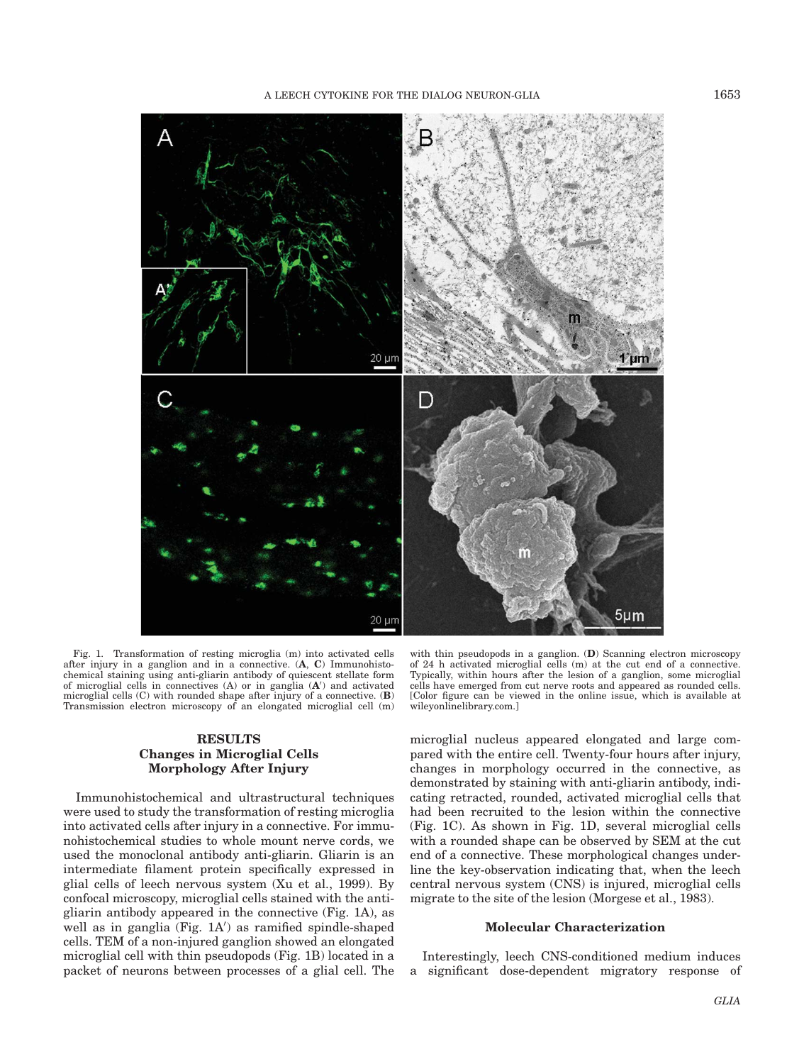Fig. 1. Transformation of resting microglia (m) into activated cells after injury in a ganglion and in a connective. (**A**, **C**) Immunohistochemical staining using anti-gliarin antibody of quiescent stellate form of microglial cells in connectives (A) or in ganglia (A′) and activated microglial cells (C) with rounded shape after injury of a connective. (**B**) Transmission electron microscopy of an elongated microglial cell (m) with thin pseudopods in a ganglion. (**D**) Scanning electron microscopy of 24 h activated microglial cells (m) at the cut end of a connective. Typically, within hours after the lesion of a ganglion, some microglial cells have emerged from cut nerve roots and appeared as rounded cells. [Color figure can be viewed in the online issue, which is available at wileyonlinelibrary.com.]

## RESULTS

### Changes in Microglial Cells Morphology After Injury

Immunohistochemical and ultrastructural techniques were used to study the transformation of resting microglia into activated cells after injury in a connective. For immunohistochemical studies to whole mount nerve cords, we used the monoclonal antibody anti-gliarin. Gliarin is an intermediate filament protein specifically expressed in glial cells of leech nervous system (Xu et al., 1999). By confocal microscopy, microglial cells stained with the anti-gliarin antibody appeared in the connective (Fig. 1A), as well as in ganglia (Fig. 1A′) as ramified spindle-shaped cells. TEM of a non-injured ganglion showed an elongated microglial cell with thin pseudopods (Fig. 1B) located in a packet of neurons between processes of a glial cell. The microglial nucleus appeared elongated and large compared with the entire cell. Twenty-four hours after injury, changes in morphology occurred in the connective, as demonstrated by staining with anti-gliarin antibody, indicating retracted, rounded, activated microglial cells that had been recruited to the lesion within the connective (Fig. 1C). As shown in Fig. 1D, several microglial cells with a rounded shape can be observed by SEM at the cut end of a connective. These morphological changes underline the key-observation indicating that, when the leech central nervous system (CNS) is injured, microglial cells migrate to the site of the lesion (Morgese et al., 1983).

### Molecular Characterization

Interestingly, leech CNS-conditioned medium induces a significant dose-dependent migratory response of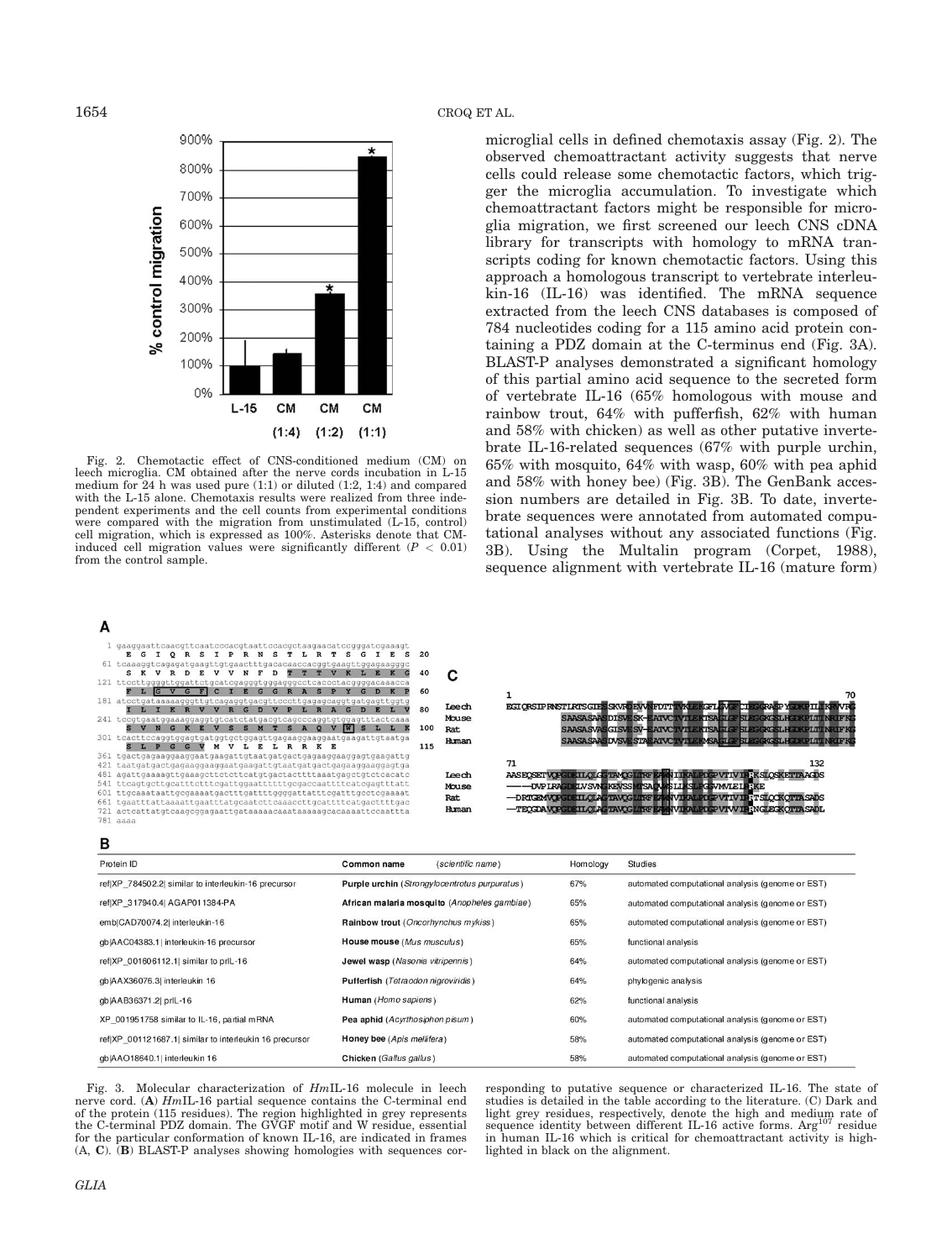Fig. 2. Chemotactic effect of CNS-conditioned medium (CM) on leech microglia. CM obtained after the nerve cords incubation in L-15 medium for 24 h was used pure (1:1) or diluted (1:2, 1:4) and compared with the L-15 alone. Chemotaxis results were realized from three independent experiments and the cell counts from experimental conditions were compared with the migration from unstimulated (L-15, control) cell migration, which is expressed as 100%. Asterisks denote that CM-induced cell migration values were significantly different ($P < 0.01$) from the control sample.

microglial cells in defined chemotaxis assay (Fig. 2). The observed chemoattractant activity suggests that nerve cells could release some chemotactic factors, which trigger the microglia accumulation. To investigate which chemoattractant factors might be responsible for microglia migration, we first screened our leech CNS cDNA library for transcripts with homology to mRNA transcripts coding for known chemotactic factors. Using this approach a homologous transcript to vertebrate interleukin-16 (IL-16) was identified. The mRNA sequence extracted from the leech CNS databases is composed of 784 nucleotides coding for a 115 amino acid protein containing a PDZ domain at the C-terminus end (Fig. 3A). BLAST-P analyses demonstrated a significant homology of this partial amino acid sequence to the secreted form of vertebrate IL-16 (65% homologous with mouse and rainbow trout, 64% with pufferfish, 62% with human and 58% with chicken) as well as other putative invertebrate IL-16-related sequences (67% with purple urchin, 65% with mosquito, 64% with wasp, 60% with pea aphid and 58% with honey bee) (Fig. 3B). The GenBank accession numbers are detailed in Fig. 3B. To date, invertebrate sequences were annotated from automated computational analyses without any associated functions (Fig. 3B). Using the Multalin program (Corpet, 1988), sequence alignment with vertebrate IL-16 (mature form)

**A**

```
1   gaaggaattcaacgttcaatcccacgtaattccacgctaagaacatccgggatcgaaagt
     E  G  I  Q  R  S  I  P  R  N  S  T  L  R  T  S  G  I  E  S   20
61  tcaaaggtcagagatgaagttgtgaactttgacacaaccacggtgaagttggagaagggc
     S  K  V  R  D  E  V  V  N  F  D  T  T  T  V  K  L  E  K  G   40
121 ttccttggggttggattctgcatcgagggtgggagggcctcaccctacggggacaaacca
     F  L  G  V  G  F  C  I  E  G  G  R  A  S  P  Y  G  D  K  P   60
181 atcctgataaaaaaggttgtcagaggtgacgttcccttgagagcaggtgatgagttggtg
     I  L  I  K  R  V  V  R  G  D  V  P  L  R  A  G  D  E  L  V   80
241 tccgtgaatggaaaggaggtgtcatctatgacgtcagcccaggtgtggagtttactcaaa
     S  V  N  G  K  E  V  S  S  M  T  S  A  Q  V  W  S  L  L  K  100
301 tcacttccaggtggagtgatggtgctggagttgagaaggaaggaagaatgaagattgtaatga
     S  L  P  G  G  V  M  V  L  E  L  R  R  K  E                 115
361 tgactgagaaggaaggaatgaagattgtaatgatgactgagaaggaaggagtgaagattg
421 taatgatgactgagaaggaaggaatgaagattgtaatgatgactgagaaggaaggagtga
481 agattgaaaagttgaaagcttctcttcatgtgactacttttaaatgagctgtctcacatc
541 ttcagtgcttgcatttcttttcgattggaattttttgcgaccaattttcatcgagtttatt
601 ttgcaaataattgcgaaaatgactttgattttggggattatttcgatttgcctcgaaaat
661 tgaatttattaaaattgaatttatgcaatcttcaaaccttgcattttcatgacttttgac
721 actcattatgtcaagcggagaattgataaaaacaaataaaaagcacaaaattccaattta
781 aaaa
```

**B**

| Protein ID | Common name (*scientific name*) | Homology | Studies |
|---|---|---|---|
| ref\|XP_784502.2\| similar to interleukin-16 precursor | **Purple urchin** (*Strongylocentrotus purpuratus*) | 67% | automated computational analysis (genome or EST) |
| ref\|XP_317940.4\| AGAP011384-PA | **African malaria mosquito** (*Anopheles gambiae*) | 65% | automated computational analysis (genome or EST) |
| emb\|CAD70074.2\| interleukin-16 | **Rainbow trout** (*Oncorhynchus mykiss*) | 65% | automated computational analysis (genome or EST) |
| gb\|AAC04383.1\| interleukin-16 precursor | **House mouse** (*Mus musculus*) | 65% | functional analysis |
| ref\|XP_001606112.1\| similar to prIL-16 | **Jewel wasp** (*Nasonia vitripennis*) | 64% | automated computational analysis (genome or EST) |
| gb\|AAX36076.3\| interleukin 16 | **Pufferfish** (*Tetraodon nigroviridis*) | 64% | phylogenic analysis |
| gb\|AAB36371.2\| prIL-16 | **Human** (*Homo sapiens*) | 62% | functional analysis |
| XP_001951758 similar to IL-16, partial mRNA | **Pea aphid** (*Acyrthosiphon pisum*) | 60% | automated computational analysis (genome or EST) |
| ref\|XP_001121687.1\| similar to interleukin 16 precursor | **Honey bee** (*Apis mellifera*) | 58% | automated computational analysis (genome or EST) |
| gb\|AAO18640.1\| interleukin 16 | **Chicken** (*Gallus gallus*) | 58% | automated computational analysis (genome or EST) |

**C**

```
       1                                                                     70
Leech  EGIQRSIPRNSTLRTSGIESSKVRDEVVNFDTTTVKLEKGFLGVGFCIEGGRASPYGDKPILIKRVVRG
Mouse               SAASASAASDISVESK-EATVCTVTLEKTSAGLGFSLEGGKGSLHGDKPLTINRIFKG
Rat                 SAASASVASGISVESV-EATVCTVTLEKTSAGLGFSLEGGKGSLHGDKPLTINRIFKG
Human               SAASASAASDVSVESTAEATVCTVTLEKMSAGLGFSLEGGKGSLHGDKPLTINRIFKG

       71                                                            132
Leech  AASEQSETVQPGDEILQLGGTAMQGLTRFEAWNIIKALPDGPVTIVIRRKSLQSKETTAAGDS
Mouse  ------DVPLRAGDELVSVNGKEVSSMTSAQVWSLLKSLPGGVMVLEIRKKE
Rat    --DRIGEMVQPGDEILQLAGTAVQGLTRFEAWNVIKALPDGPVTIVIRRTSLQCKQTTASADS
Human  --TEQGDAVQPGDEILQLAGTAVQGLTRFEAWNIIKALPDGPVTIVIRRNGLEGKQTTASADL
```

Fig. 3. Molecular characterization of *Hm*IL-16 molecule in leech nerve cord. (**A**) *Hm*IL-16 partial sequence contains the C-terminal end of the protein (115 residues). The region highlighted in grey represents the C-terminal PDZ domain. The GVGF motif and W residue, essential for the particular conformation of known IL-16, are indicated in frames (A, **C**). (**B**) BLAST-P analyses showing homologies with sequences corresponding to putative sequence or characterized IL-16. The state of studies is detailed in the table according to the literature. (C) Dark and light grey residues, respectively, denote the high and medium rate of sequence identity between different IL-16 active forms. $Arg^{107}$ residue in human IL-16 which is critical for chemoattractant activity is highlighted in black on the alignment.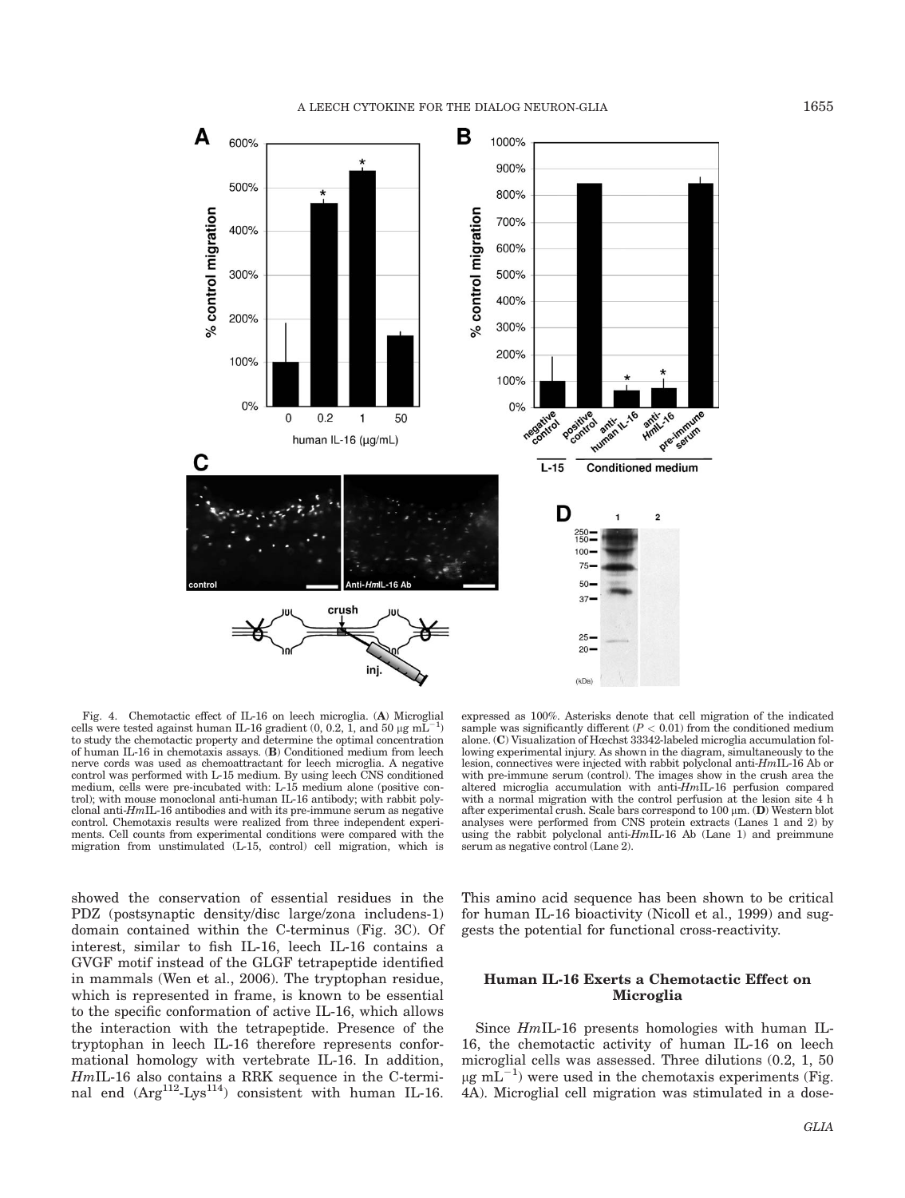Fig. 4. Chemotactic effect of IL-16 on leech microglia. (**A**) Microglial cells were tested against human IL-16 gradient (0, 0.2, 1, and 50 μg $mL^{-1}$) to study the chemotactic property and determine the optimal concentration of human IL-16 in chemotaxis assays. (**B**) Conditioned medium from leech nerve cords was used as chemoattractant for leech microglia. A negative control was performed with L-15 medium. By using leech CNS conditioned medium, cells were pre-incubated with: L-15 medium alone (positive control); with mouse monoclonal anti-human IL-16 antibody; with rabbit polyclonal anti-*Hm*IL-16 antibodies and with its pre-immune serum as negative control. Chemotaxis results were realized from three independent experiments. Cell counts from experimental conditions were compared with the migration from unstimulated (L-15, control) cell migration, which is expressed as 100%. Asterisks denote that cell migration of the indicated sample was significantly different ($P < 0.01$) from the conditioned medium alone. (**C**) Visualization of Hœchst 33342-labeled microglia accumulation following experimental injury. As shown in the diagram, simultaneously to the lesion, connectives were injected with rabbit polyclonal anti-*Hm*IL-16 Ab or with pre-immune serum (control). The images show in the crush area the altered microglia accumulation with anti-*Hm*IL-16 perfusion compared with a normal migration with the control perfusion at the lesion site 4 h after experimental crush. Scale bars correspond to 100 μm. (**D**) Western blot analyses were performed from CNS protein extracts (Lanes 1 and 2) by using the rabbit polyclonal anti-*Hm*IL-16 Ab (Lane 1) and preimmune serum as negative control (Lane 2).

showed the conservation of essential residues in the PDZ (postsynaptic density/disc large/zona includens-1) domain contained within the C-terminus (Fig. 3C). Of interest, similar to fish IL-16, leech IL-16 contains a GVGF motif instead of the GLGF tetrapeptide identified in mammals (Wen et al., 2006). The tryptophan residue, which is represented in frame, is known to be essential to the specific conformation of active IL-16, which allows the interaction with the tetrapeptide. Presence of the tryptophan in leech IL-16 therefore represents conformational homology with vertebrate IL-16. In addition, *Hm*IL-16 also contains a RRK sequence in the C-terminal end ($Arg^{112}$-$Lys^{114}$) consistent with human IL-16. This amino acid sequence has been shown to be critical for human IL-16 bioactivity (Nicoll et al., 1999) and suggests the potential for functional cross-reactivity.

### Human IL-16 Exerts a Chemotactic Effect on Microglia

Since *Hm*IL-16 presents homologies with human IL-16, the chemotactic activity of human IL-16 on leech microglial cells was assessed. Three dilutions (0.2, 1, 50 μg $mL^{-1}$) were used in the chemotaxis experiments (Fig. 4A). Microglial cell migration was stimulated in a dose-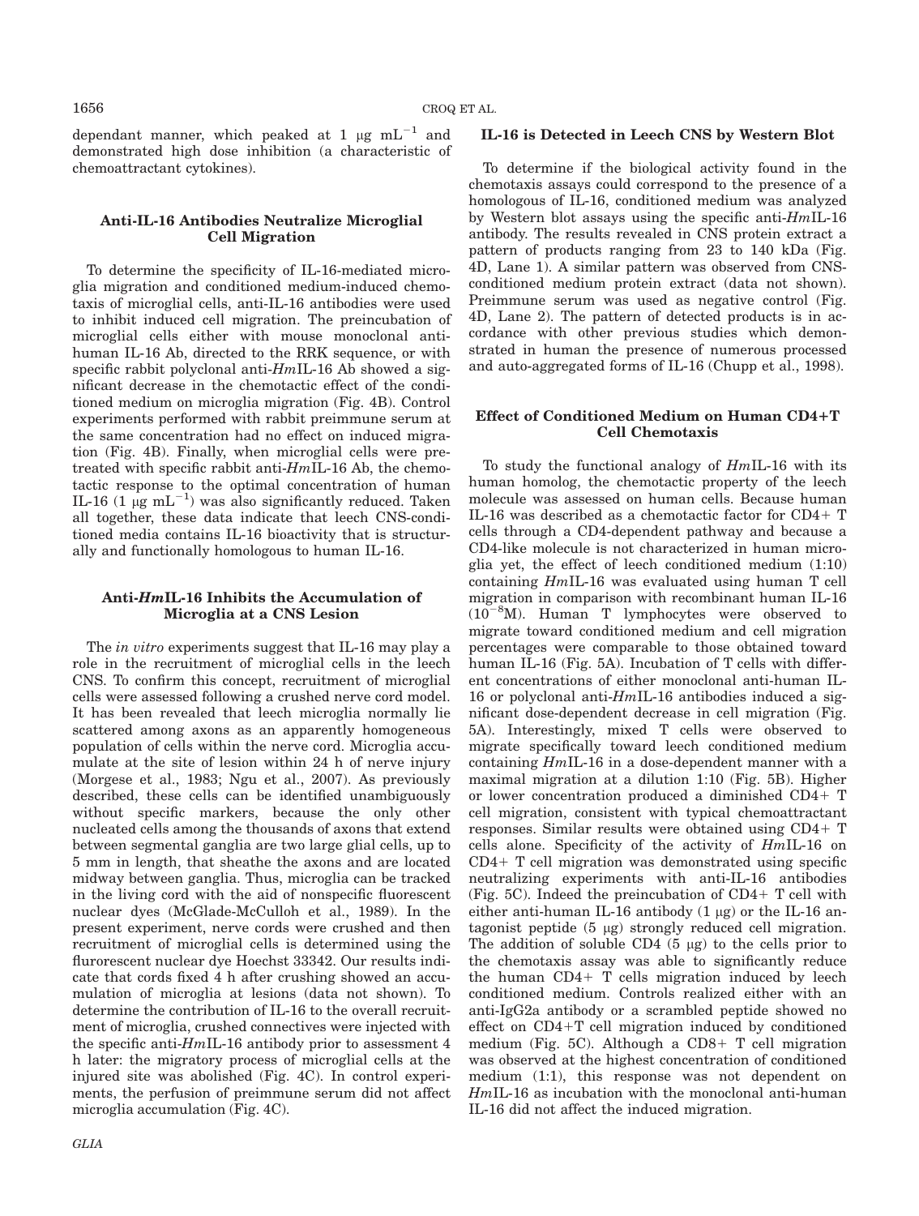dependant manner, which peaked at 1 μg $mL^{-1}$ and demonstrated high dose inhibition (a characteristic of chemoattractant cytokines).

### Anti-IL-16 Antibodies Neutralize Microglial Cell Migration

To determine the specificity of IL-16-mediated microglia migration and conditioned medium-induced chemotaxis of microglial cells, anti-IL-16 antibodies were used to inhibit induced cell migration. The preincubation of microglial cells either with mouse monoclonal anti-human IL-16 Ab, directed to the RRK sequence, or with specific rabbit polyclonal anti-*Hm*IL-16 Ab showed a significant decrease in the chemotactic effect of the conditioned medium on microglia migration (Fig. 4B). Control experiments performed with rabbit preimmune serum at the same concentration had no effect on induced migration (Fig. 4B). Finally, when microglial cells were pretreated with specific rabbit anti-*Hm*IL-16 Ab, the chemotactic response to the optimal concentration of human IL-16 (1 μg $mL^{-1}$) was also significantly reduced. Taken all together, these data indicate that leech CNS-conditioned media contains IL-16 bioactivity that is structurally and functionally homologous to human IL-16.

### Anti-*Hm*IL-16 Inhibits the Accumulation of Microglia at a CNS Lesion

The *in vitro* experiments suggest that IL-16 may play a role in the recruitment of microglial cells in the leech CNS. To confirm this concept, recruitment of microglial cells were assessed following a crushed nerve cord model. It has been revealed that leech microglia normally lie scattered among axons as an apparently homogeneous population of cells within the nerve cord. Microglia accumulate at the site of lesion within 24 h of nerve injury (Morgese et al., 1983; Ngu et al., 2007). As previously described, these cells can be identified unambiguously without specific markers, because the only other nucleated cells among the thousands of axons that extend between segmental ganglia are two large glial cells, up to 5 mm in length, that sheathe the axons and are located midway between ganglia. Thus, microglia can be tracked in the living cord with the aid of nonspecific fluorescent nuclear dyes (McGlade-McCulloh et al., 1989). In the present experiment, nerve cords were crushed and then recruitment of microglial cells is determined using the flurorescent nuclear dye Hoechst 33342. Our results indicate that cords fixed 4 h after crushing showed an accumulation of microglia at lesions (data not shown). To determine the contribution of IL-16 to the overall recruitment of microglia, crushed connectives were injected with the specific anti-*Hm*IL-16 antibody prior to assessment 4 h later: the migratory process of microglial cells at the injured site was abolished (Fig. 4C). In control experiments, the perfusion of preimmune serum did not affect microglia accumulation (Fig. 4C).

### IL-16 is Detected in Leech CNS by Western Blot

To determine if the biological activity found in the chemotaxis assays could correspond to the presence of a homologous of IL-16, conditioned medium was analyzed by Western blot assays using the specific anti-*Hm*IL-16 antibody. The results revealed in CNS protein extract a pattern of products ranging from 23 to 140 kDa (Fig. 4D, Lane 1). A similar pattern was observed from CNS-conditioned medium protein extract (data not shown). Preimmune serum was used as negative control (Fig. 4D, Lane 2). The pattern of detected products is in accordance with other previous studies which demonstrated in human the presence of numerous processed and auto-aggregated forms of IL-16 (Chupp et al., 1998).

### Effect of Conditioned Medium on Human CD4+T Cell Chemotaxis

To study the functional analogy of *Hm*IL-16 with its human homolog, the chemotactic property of the leech molecule was assessed on human cells. Because human IL-16 was described as a chemotactic factor for CD4+ T cells through a CD4-dependent pathway and because a CD4-like molecule is not characterized in human microglia yet, the effect of leech conditioned medium (1:10) containing *Hm*IL-16 was evaluated using human T cell migration in comparison with recombinant human IL-16 ($10^{-8}$M). Human T lymphocytes were observed to migrate toward conditioned medium and cell migration percentages were comparable to those obtained toward human IL-16 (Fig. 5A). Incubation of T cells with different concentrations of either monoclonal anti-human IL-16 or polyclonal anti-*Hm*IL-16 antibodies induced a significant dose-dependent decrease in cell migration (Fig. 5A). Interestingly, mixed T cells were observed to migrate specifically toward leech conditioned medium containing *Hm*IL-16 in a dose-dependent manner with a maximal migration at a dilution 1:10 (Fig. 5B). Higher or lower concentration produced a diminished CD4+ T cell migration, consistent with typical chemoattractant responses. Similar results were obtained using CD4+ T cells alone. Specificity of the activity of *Hm*IL-16 on CD4+ T cell migration was demonstrated using specific neutralizing experiments with anti-IL-16 antibodies (Fig. 5C). Indeed the preincubation of CD4+ T cell with either anti-human IL-16 antibody (1 μg) or the IL-16 antagonist peptide (5 μg) strongly reduced cell migration. The addition of soluble CD4 (5 μg) to the cells prior to the chemotaxis assay was able to significantly reduce the human CD4+ T cells migration induced by leech conditioned medium. Controls realized either with an anti-IgG2a antibody or a scrambled peptide showed no effect on CD4+T cell migration induced by conditioned medium (Fig. 5C). Although a CD8+ T cell migration was observed at the highest concentration of conditioned medium (1:1), this response was not dependent on *Hm*IL-16 as incubation with the monoclonal anti-human IL-16 did not affect the induced migration.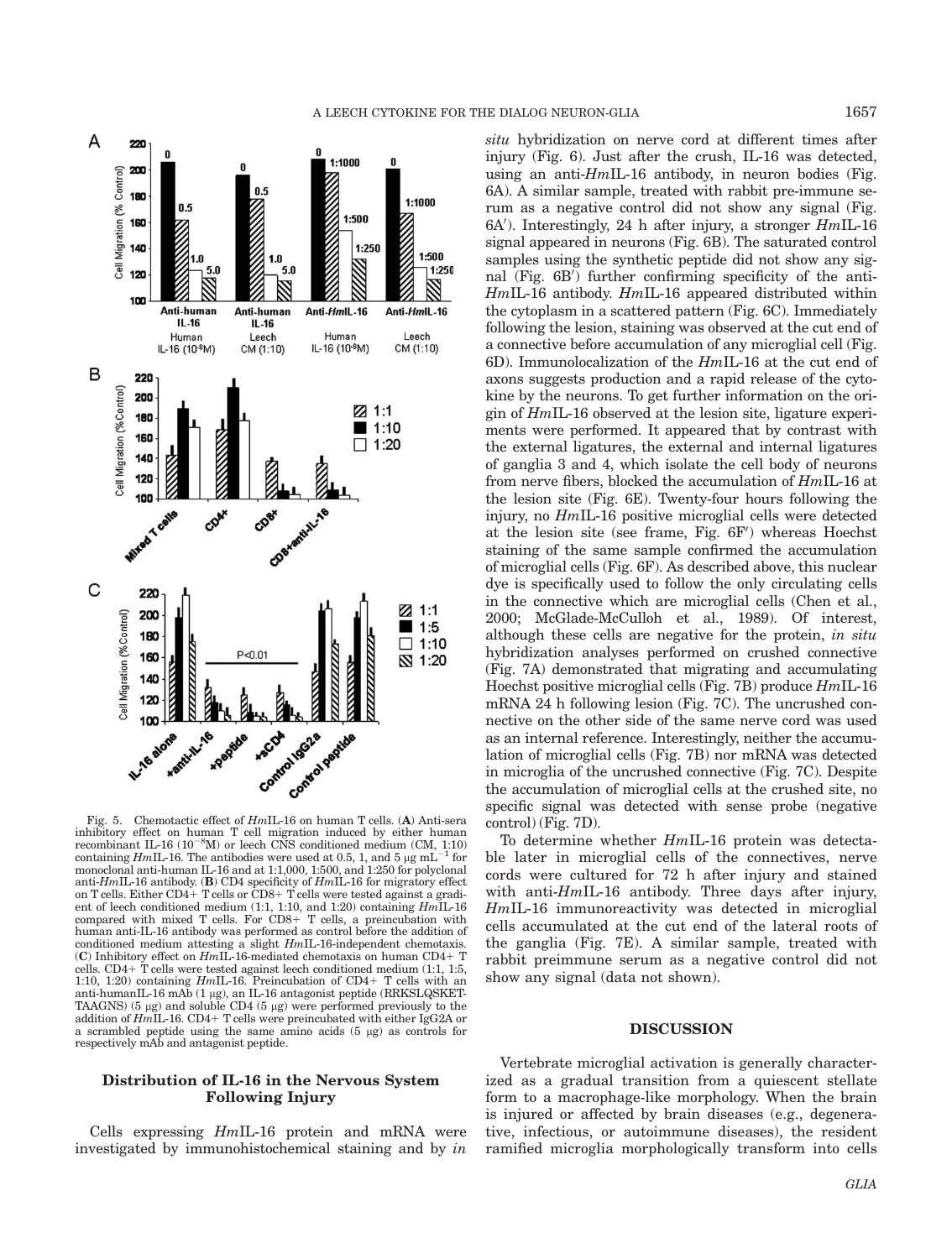Fig. 5. Chemotactic effect of *Hm*IL-16 on human T cells. (**A**) Anti-sera inhibitory effect on human T cell migration induced by either human recombinant IL-16 ($10^{-8}$M) or leech CNS conditioned medium (CM, 1:10) containing *Hm*IL-16. The antibodies were used at 0.5, 1, and 5 μg $mL^{-1}$ for monoclonal anti-human IL-16 and at 1:1,000, 1:500, and 1:250 for polyclonal anti-*Hm*IL-16 antibody. (**B**) CD4 specificity of *Hm*IL-16 for migratory effect on T cells. Either CD4+ T cells or CD8+ T cells were tested against a gradient of leech conditioned medium (1:1, 1:10, and 1:20) containing *Hm*IL-16 compared with mixed T cells. For CD8+ T cells, a preincubation with human anti-IL-16 antibody was performed as control before the addition of conditioned medium attesting a slight *Hm*IL-16-independent chemotaxis. (**C**) Inhibitory effect on *Hm*IL-16-mediated chemotaxis on human CD4+ T cells. CD4+ T cells were tested against leech conditioned medium (1:1, 1:5, 1:10, 1:20) containing *Hm*IL-16. Preincubation of CD4+ T cells with an anti-humanIL-16 mAb (1 μg), an IL-16 antagonist peptide (RRKSLQSKET-TAAGNS) (5 μg) and soluble CD4 (5 μg) were performed previously to the addition of *Hm*IL-16. CD4+ T cells were preincubated with either IgG2A or a scrambled peptide using the same amino acids (5 μg) as controls for respectively mAb and antagonist peptide.

### Distribution of IL-16 in the Nervous System Following Injury

Cells expressing *Hm*IL-16 protein and mRNA were investigated by immunohistochemical staining and by *in situ* hybridization on nerve cord at different times after injury (Fig. 6). Just after the crush, IL-16 was detected, using an anti-*Hm*IL-16 antibody, in neuron bodies (Fig. 6A). A similar sample, treated with rabbit pre-immune serum as a negative control did not show any signal (Fig. 6A′). Interestingly, 24 h after injury, a stronger *Hm*IL-16 signal appeared in neurons (Fig. 6B). The saturated control samples using the synthetic peptide did not show any signal (Fig. 6B′) further confirming specificity of the anti-*Hm*IL-16 antibody. *Hm*IL-16 appeared distributed within the cytoplasm in a scattered pattern (Fig. 6C). Immediately following the lesion, staining was observed at the cut end of a connective before accumulation of any microglial cell (Fig. 6D). Immunolocalization of the *Hm*IL-16 at the cut end of axons suggests production and a rapid release of the cytokine by the neurons. To get further information on the origin of *Hm*IL-16 observed at the lesion site, ligature experiments were performed. It appeared that by contrast with the external ligatures, the external and internal ligatures of ganglia 3 and 4, which isolate the cell body of neurons from nerve fibers, blocked the accumulation of *Hm*IL-16 at the lesion site (Fig. 6E). Twenty-four hours following the injury, no *Hm*IL-16 positive microglial cells were detected at the lesion site (see frame, Fig. 6F′) whereas Hoechst staining of the same sample confirmed the accumulation of microglial cells (Fig. 6F). As described above, this nuclear dye is specifically used to follow the only circulating cells in the connective which are microglial cells (Chen et al., 2000; McGlade-McCulloh et al., 1989). Of interest, although these cells are negative for the protein, *in situ* hybridization analyses performed on crushed connective (Fig. 7A) demonstrated that migrating and accumulating Hoechst positive microglial cells (Fig. 7B) produce *Hm*IL-16 mRNA 24 h following lesion (Fig. 7C). The uncrushed connective on the other side of the same nerve cord was used as an internal reference. Interestingly, neither the accumulation of microglial cells (Fig. 7B) nor mRNA was detected in microglia of the uncrushed connective (Fig. 7C). Despite the accumulation of microglial cells at the crushed site, no specific signal was detected with sense probe (negative control) (Fig. 7D).

To determine whether *Hm*IL-16 protein was detectable later in microglial cells of the connectives, nerve cords were cultured for 72 h after injury and stained with anti-*Hm*IL-16 antibody. Three days after injury, *Hm*IL-16 immunoreactivity was detected in microglial cells accumulated at the cut end of the lateral roots of the ganglia (Fig. 7E). A similar sample, treated with rabbit preimmune serum as a negative control did not show any signal (data not shown).

## DISCUSSION

Vertebrate microglial activation is generally characterized as a gradual transition from a quiescent stellate form to a macrophage-like morphology. When the brain is injured or affected by brain diseases (e.g., degenerative, infectious, or autoimmune diseases), the resident ramified microglia morphologically transform into cells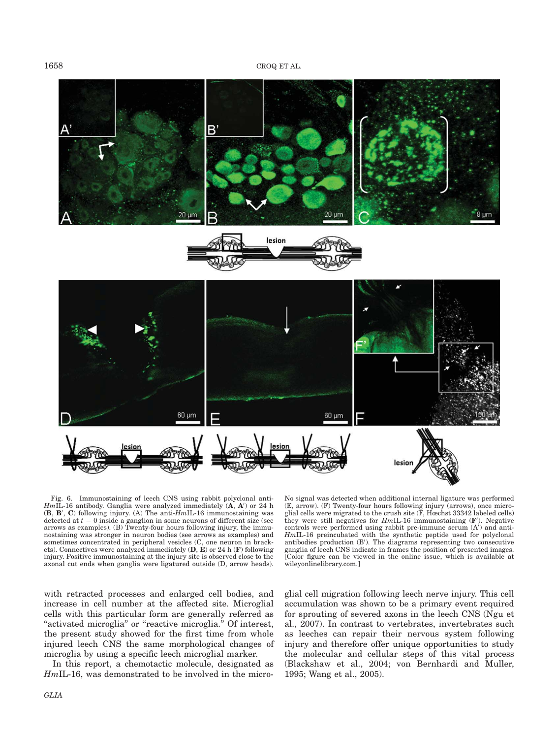Fig. 6. Immunostaining of leech CNS using rabbit polyclonal anti-*Hm*IL-16 antibody. Ganglia were analyzed immediately (**A**, **A′**) or 24 h (**B**, **B′**, **C**) following injury. (A) The anti-*Hm*IL-16 immunostaining was detected at $t = 0$ inside a ganglion in some neurons of different size (see arrows as examples). (B) Twenty-four hours following injury, the immunostaining was stronger in neuron bodies (see arrows as examples) and sometimes concentrated in peripheral vesicles (C, one neuron in brackets). Connectives were analyzed immediately (**D**, **E**) or 24 h (**F**) following injury. Positive immunostaining at the injury site is observed close to the axonal cut ends when ganglia were ligatured outside (D, arrow heads). No signal was detected when additional internal ligature was performed (E, arrow). (F) Twenty-four hours following injury (arrows), once microglial cells were migrated to the crush site (F, Hœchst 33342 labeled cells) they were still negatives for *Hm*IL-16 immunostaining (**F′**). Negative controls were performed using rabbit pre-immune serum (A′) and anti-*Hm*IL-16 preincubated with the synthetic peptide used for polyclonal antibodies production (B′). The diagrams representing two consecutive ganglia of leech CNS indicate in frames the position of presented images. [Color figure can be viewed in the online issue, which is available at wileyonlinelibrary.com.]

with retracted processes and enlarged cell bodies, and increase in cell number at the affected site. Microglial cells with this particular form are generally referred as "activated microglia" or "reactive microglia." Of interest, the present study showed for the first time from whole injured leech CNS the same morphological changes of microglia by using a specific leech microglial marker.

In this report, a chemotactic molecule, designated as *Hm*IL-16, was demonstrated to be involved in the microglial cell migration following leech nerve injury. This cell accumulation was shown to be a primary event required for sprouting of severed axons in the leech CNS (Ngu et al., 2007). In contrast to vertebrates, invertebrates such as leeches can repair their nervous system following injury and therefore offer unique opportunities to study the molecular and cellular steps of this vital process (Blackshaw et al., 2004; von Bernhardi and Muller, 1995; Wang et al., 2005).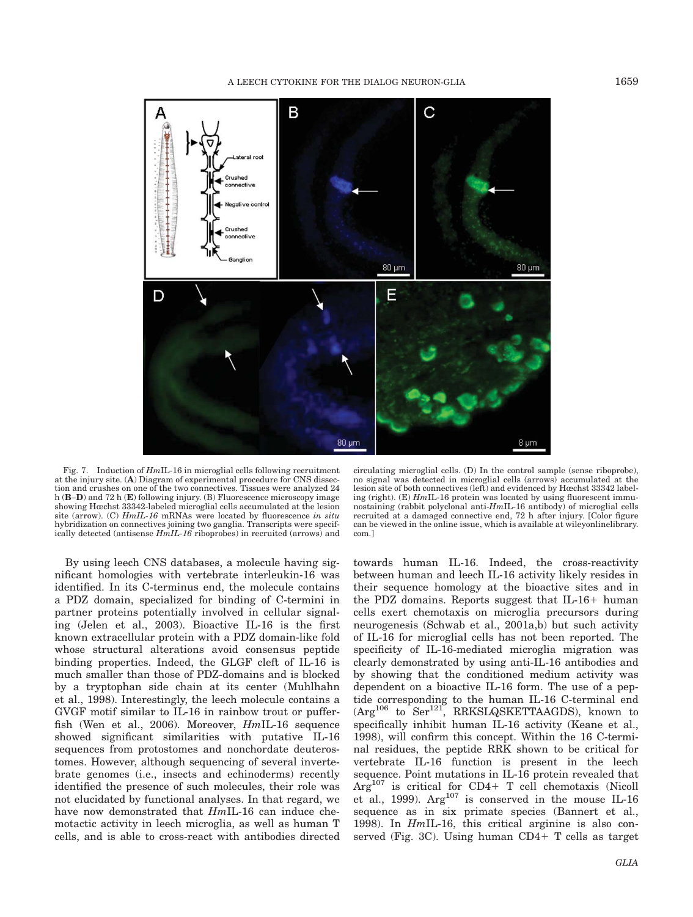Fig. 7. Induction of *Hm*IL-16 in microglial cells following recruitment at the injury site. (**A**) Diagram of experimental procedure for CNS dissection and crushes on one of the two connectives. Tissues were analyzed 24 h (**B–D**) and 72 h (**E**) following injury. (B) Fluorescence microscopy image showing Hœchst 33342-labeled microglial cells accumulated at the lesion site (arrow). (C) *HmIL-16* mRNAs were located by fluorescence *in situ* hybridization on connectives joining two ganglia. Transcripts were specifically detected (antisense *HmIL-16* riboprobes) in recruited (arrows) and circulating microglial cells. (D) In the control sample (sense riboprobe), no signal was detected in microglial cells (arrows) accumulated at the lesion site of both connectives (left) and evidenced by Hœchst 33342 labeling (right). (E) *Hm*IL-16 protein was located by using fluorescent immunostaining (rabbit polyclonal anti-*Hm*IL-16 antibody) of microglial cells recruited at a damaged connective end, 72 h after injury. [Color figure can be viewed in the online issue, which is available at wileyonlinelibrary.com.]

By using leech CNS databases, a molecule having significant homologies with vertebrate interleukin-16 was identified. In its C-terminus end, the molecule contains a PDZ domain, specialized for binding of C-termini in partner proteins potentially involved in cellular signaling (Jelen et al., 2003). Bioactive IL-16 is the first known extracellular protein with a PDZ domain-like fold whose structural alterations avoid consensus peptide binding properties. Indeed, the GLGF cleft of IL-16 is much smaller than those of PDZ-domains and is blocked by a tryptophan side chain at its center (Muhlhahn et al., 1998). Interestingly, the leech molecule contains a GVGF motif similar to IL-16 in rainbow trout or pufferfish (Wen et al., 2006). Moreover, *Hm*IL-16 sequence showed significant similarities with putative IL-16 sequences from protostomes and nonchordate deuterostomes. However, although sequencing of several invertebrate genomes (i.e., insects and echinoderms) recently identified the presence of such molecules, their role was not elucidated by functional analyses. In that regard, we have now demonstrated that *Hm*IL-16 can induce chemotactic activity in leech microglia, as well as human T cells, and is able to cross-react with antibodies directed towards human IL-16. Indeed, the cross-reactivity between human and leech IL-16 activity likely resides in their sequence homology at the bioactive sites and in the PDZ domains. Reports suggest that IL-16+ human cells exert chemotaxis on microglia precursors during neurogenesis (Schwab et al., 2001a,b) but such activity of IL-16 for microglial cells has not been reported. The specificity of IL-16-mediated microglia migration was clearly demonstrated by using anti-IL-16 antibodies and by showing that the conditioned medium activity was dependent on a bioactive IL-16 form. The use of a peptide corresponding to the human IL-16 C-terminal end (Arg[106] to Ser[121], RRKSLQSKETTAAGDS), known to specifically inhibit human IL-16 activity (Keane et al., 1998), will confirm this concept. Within the 16 C-terminal residues, the peptide RRK shown to be critical for vertebrate IL-16 function is present in the leech sequence. Point mutations in IL-16 protein revealed that Arg[107] is critical for CD4+ T cell chemotaxis (Nicoll et al., 1999). Arg[107] is conserved in the mouse IL-16 sequence as in six primate species (Bannert et al., 1998). In *Hm*IL-16, this critical arginine is also conserved (Fig. 3C). Using human CD4+ T cells as target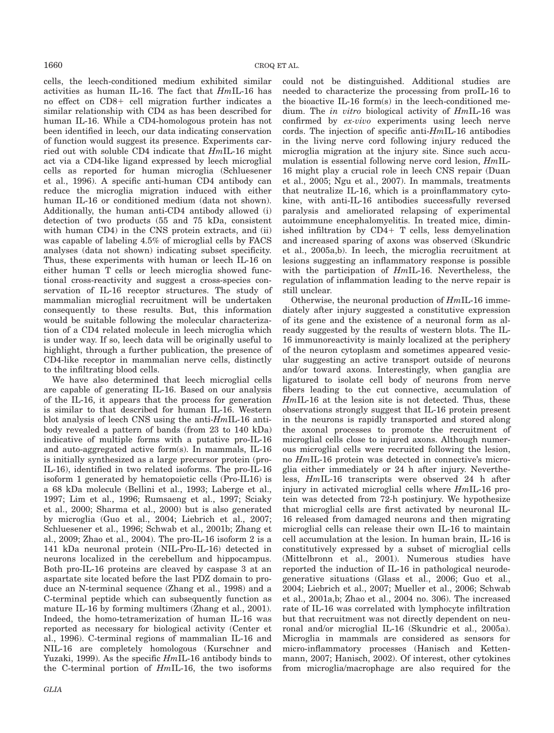cells, the leech-conditioned medium exhibited similar activities as human IL-16. The fact that *Hm*IL-16 has no effect on CD8+ cell migration further indicates a similar relationship with CD4 as has been described for human IL-16. While a CD4-homologous protein has not been identified in leech, our data indicating conservation of function would suggest its presence. Experiments carried out with soluble CD4 indicate that *Hm*IL-16 might act via a CD4-like ligand expressed by leech microglial cells as reported for human microglia (Schluesener et al., 1996). A specific anti-human CD4 antibody can reduce the microglia migration induced with either human IL-16 or conditioned medium (data not shown). Additionally, the human anti-CD4 antibody allowed (i) detection of two products (55 and 75 kDa, consistent with human CD4) in the CNS protein extracts, and (ii) was capable of labeling 4.5% of microglial cells by FACS analyses (data not shown) indicating subset specificity. Thus, these experiments with human or leech IL-16 on either human T cells or leech microglia showed functional cross-reactivity and suggest a cross-species conservation of IL-16 receptor structures. The study of mammalian microglial recruitment will be undertaken consequently to these results. But, this information would be suitable following the molecular characterization of a CD4 related molecule in leech microglia which is under way. If so, leech data will be originally useful to highlight, through a further publication, the presence of CD4-like receptor in mammalian nerve cells, distinctly to the infiltrating blood cells.

We have also determined that leech microglial cells are capable of generating IL-16. Based on our analysis of the IL-16, it appears that the process for generation is similar to that described for human IL-16. Western blot analysis of leech CNS using the anti-*Hm*IL-16 antibody revealed a pattern of bands (from 23 to 140 kDa) indicative of multiple forms with a putative pro-IL-16 and auto-aggregated active form(s). In mammals, IL-16 is initially synthesized as a large precursor protein (pro-IL-16), identified in two related isoforms. The pro-IL-16 isoform 1 generated by hematopoietic cells (Pro-IL16) is a 68 kDa molecule (Bellini et al., 1993; Laberge et al., 1997; Lim et al., 1996; Rumsaeng et al., 1997; Sciaky et al., 2000; Sharma et al., 2000) but is also generated by microglia (Guo et al., 2004; Liebrich et al., 2007; Schluesener et al., 1996; Schwab et al., 2001b; Zhang et al., 2009; Zhao et al., 2004). The pro-IL-16 isoform 2 is a 141 kDa neuronal protein (NIL-Pro-IL-16) detected in neurons localized in the cerebellum and hippocampus. Both pro-IL-16 proteins are cleaved by caspase 3 at an aspartate site located before the last PDZ domain to produce an N-terminal sequence (Zhang et al., 1998) and a C-terminal peptide which can subsequently function as mature IL-16 by forming multimers (Zhang et al., 2001). Indeed, the homo-tetramerization of human IL-16 was reported as necessary for biological activity (Center et al., 1996). C-terminal regions of mammalian IL-16 and NIL-16 are completely homologous (Kurschner and Yuzaki, 1999). As the specific *Hm*IL-16 antibody binds to the C-terminal portion of *Hm*IL-16, the two isoforms could not be distinguished. Additional studies are needed to characterize the processing from proIL-16 to the bioactive IL-16 form(s) in the leech-conditioned medium. The *in vitro* biological activity of *Hm*IL-16 was confirmed by *ex-vivo* experiments using leech nerve cords. The injection of specific anti-*Hm*IL-16 antibodies in the living nerve cord following injury reduced the microglia migration at the injury site. Since such accumulation is essential following nerve cord lesion, *Hm*IL-16 might play a crucial role in leech CNS repair (Duan et al., 2005; Ngu et al., 2007). In mammals, treatments that neutralize IL-16, which is a proinflammatory cytokine, with anti-IL-16 antibodies successfully reversed paralysis and ameliorated relapsing of experimental autoimmune encephalomyelitis. In treated mice, diminished infiltration by CD4+ T cells, less demyelination and increased sparing of axons was observed (Skundric et al., 2005a,b). In leech, the microglia recruitment at lesions suggesting an inflammatory response is possible with the participation of *Hm*IL-16. Nevertheless, the regulation of inflammation leading to the nerve repair is still unclear.

Otherwise, the neuronal production of *Hm*IL-16 immediately after injury suggested a constitutive expression of its gene and the existence of a neuronal form as already suggested by the results of western blots. The IL-16 immunoreactivity is mainly localized at the periphery of the neuron cytoplasm and sometimes appeared vesicular suggesting an active transport outside of neurons and/or toward axons. Interestingly, when ganglia are ligatured to isolate cell body of neurons from nerve fibers leading to the cut connective, accumulation of *Hm*IL-16 at the lesion site is not detected. Thus, these observations strongly suggest that IL-16 protein present in the neurons is rapidly transported and stored along the axonal processes to promote the recruitment of microglial cells close to injured axons. Although numerous microglial cells were recruited following the lesion, no *Hm*IL-16 protein was detected in connective's microglia either immediately or 24 h after injury. Nevertheless, *Hm*IL-16 transcripts were observed 24 h after injury in activated microglial cells where *Hm*IL-16 protein was detected from 72-h postinjury. We hypothesize that microglial cells are first activated by neuronal IL-16 released from damaged neurons and then migrating microglial cells can release their own IL-16 to maintain cell accumulation at the lesion. In human brain, IL-16 is constitutively expressed by a subset of microglial cells (Mittelbronn et al., 2001). Numerous studies have reported the induction of IL-16 in pathological neurodegenerative situations (Glass et al., 2006; Guo et al., 2004; Liebrich et al., 2007; Mueller et al., 2006; Schwab et al., 2001a,b; Zhao et al., 2004 no. 306). The increased rate of IL-16 was correlated with lymphocyte infiltration but that recruitment was not directly dependent on neuronal and/or microglial IL-16 (Skundric et al., 2005a). Microglia in mammals are considered as sensors for micro-inflammatory processes (Hanisch and Kettenmann, 2007; Hanisch, 2002). Of interest, other cytokines from microglia/macrophage are also required for the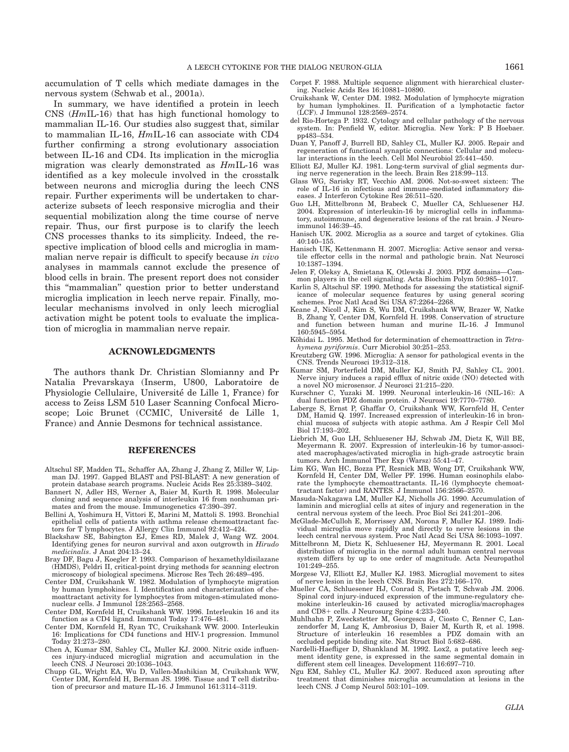accumulation of T cells which mediate damages in the nervous system (Schwab et al., 2001a).

In summary, we have identified a protein in leech CNS (*Hm*IL-16) that has high functional homology to mammalian IL-16. Our studies also suggest that, similar to mammalian IL-16, *Hm*IL-16 can associate with CD4 further confirming a strong evolutionary association between IL-16 and CD4. Its implication in the microglia migration was clearly demonstrated as *Hm*IL-16 was identified as a key molecule involved in the crosstalk between neurons and microglia during the leech CNS repair. Further experiments will be undertaken to characterize subsets of leech responsive microglia and their sequential mobilization along the time course of nerve repair. Thus, our first purpose is to clarify the leech CNS processes thanks to its simplicity. Indeed, the respective implication of blood cells and microglia in mammalian nerve repair is difficult to specify because *in vivo* analyses in mammals cannot exclude the presence of blood cells in brain. The present report does not consider this "mammalian" question prior to better understand microglia implication in leech nerve repair. Finally, molecular mechanisms involved in only leech microglial activation might be potent tools to evaluate the implication of microglia in mammalian nerve repair.

## ACKNOWLEDGMENTS

The authors thank Dr. Christian Slomianny and Pr Natalia Prevarskaya (Inserm, U800, Laboratoire de Physiologie Cellulaire, Université de Lille 1, France) for access to Zeiss LSM 510 Laser Scanning Confocal Microscope; Loic Brunet (CCMIC, Université de Lille 1, France) and Annie Desmons for technical assistance.

## REFERENCES

Altschul SF, Madden TL, Schaffer AA, Zhang J, Zhang Z, Miller W, Lipman DJ. 1997. Gapped BLAST and PSI-BLAST: A new generation of protein database search programs. Nucleic Acids Res 25:3389–3402.

Bannert N, Adler HS, Werner A, Baier M, Kurth R. 1998. Molecular cloning and sequence analysis of interleukin 16 from nonhuman primates and from the mouse. Immunogenetics 47:390–397.

Bellini A, Yoshimura H, Vittori E, Marini M, Mattoli S. 1993. Bronchial epithelial cells of patients with asthma release chemoattractant factors for T lymphocytes. J Allergy Clin Immunol 92:412–424.

Blackshaw SE, Babington EJ, Emes RD, Malek J, Wang WZ. 2004. Identifying genes for neuron survival and axon outgrowth in *Hirudo medicinalis*. J Anat 204:13–24.

Bray DF, Bagu J, Koegler P. 1993. Comparison of hexamethyldisilazane (HMDS), Peldri II, critical-point drying methods for scanning electron microscopy of biological specimens. Microsc Res Tech 26:489–495.

Center DM, Cruikshank W. 1982. Modulation of lymphocyte migration by human lymphokines. I. Identification and characterization of chemoattractant activity for lymphocytes from mitogen-stimulated mononuclear cells. J Immunol 128:2563–2568.

Center DM, Kornfeld H, Cruikshank WW. 1996. Interleukin 16 and its function as a CD4 ligand. Immunol Today 17:476–481.

Center DM, Kornfeld H, Ryan TC, Cruikshank WW. 2000. Interleukin 16: Implications for CD4 functions and HIV-1 progression. Immunol Today 21:273–280.

Chen A, Kumar SM, Sahley CL, Muller KJ. 2000. Nitric oxide influences injury-induced microglial migration and accumulation in the leech CNS. J Neurosci 20:1036–1043.

Chupp GL, Wright EA, Wu D, Vallen-Mashikian M, Cruikshank WW, Center DM, Kornfeld H, Berman JS. 1998. Tissue and T cell distribution of precursor and mature IL-16. J Immunol 161:3114–3119.

Corpet F. 1988. Multiple sequence alignment with hierarchical clustering. Nucleic Acids Res 16:10881–10890.

Cruikshank W, Center DM. 1982. Modulation of lymphocyte migration by human lymphokines. II. Purification of a lymphotactic factor (LCF). J Immunol 128:2569–2574.

del Rio-Hortega P. 1932. Cytology and cellular pathology of the nervous system. In: Penfield W, editor. Microglia. New York: P B Hoebaer. pp483–534.

Duan Y, Panoff J, Burrell BD, Sahley CL, Muller KJ. 2005. Repair and regeneration of functional synaptic connections: Cellular and molecular interactions in the leech. Cell Mol Neurobiol 25:441–450.

Elliott EJ, Muller KJ. 1981. Long-term survival of glial segments during nerve regeneration in the leech. Brain Res 218:99–113.

Glass WG, Sarisky RT, Vecchio AM. 2006. Not-so-sweet sixteen: The role of IL-16 in infectious and immune-mediated inflammatory diseases. J Interferon Cytokine Res 26:511–520.

Guo LH, Mittelbronn M, Brabeck C, Mueller CA, Schluesener HJ. 2004. Expression of interleukin-16 by microglial cells in inflammatory, autoimmune, and degenerative lesions of the rat brain. J Neuroimmunol 146:39–45.

Hanisch UK. 2002. Microglia as a source and target of cytokines. Glia 40:140–155.

Hanisch UK, Kettenmann H. 2007. Microglia: Active sensor and versatile effector cells in the normal and pathologic brain. Nat Neurosci 10:1387–1394.

Jelen F, Oleksy A, Smietana K, Otlewski J. 2003. PDZ domains—Common players in the cell signaling. Acta Biochim Polym 50:985–1017.

Karlin S, Altschul SF. 1990. Methods for assessing the statistical significance of molecular sequence features by using general scoring schemes. Proc Natl Acad Sci USA 87:2264–2268.

Keane J, Nicoll J, Kim S, Wu DM, Cruikshank WW, Brazer W, Natke B, Zhang Y, Center DM, Kornfeld H. 1998. Conservation of structure and function between human and murine IL-16. J Immunol 160:5945–5954.

Köhidai L. 1995. Method for determination of chemoattraction in *Tetrahymena pyriformis*. Curr Microbiol 30:251–253.

Kreutzberg GW. 1996. Microglia: A sensor for pathological events in the CNS. Trends Neurosci 19:312–318.

Kumar SM, Porterfield DM, Muller KJ, Smith PJ, Sahley CL. 2001. Nerve injury induces a rapid efflux of nitric oxide (NO) detected with a novel NO microsensor. J Neurosci 21:215–220.

Kurschner C, Yuzaki M. 1999. Neuronal interleukin-16 (NIL-16): A dual function PDZ domain protein. J Neurosci 19:7770–7780.

Laberge S, Ernst P, Ghaffar O, Cruikshank WW, Kornfeld H, Center DM, Hamid Q. 1997. Increased expression of interleukin-16 in bronchial mucosa of subjects with atopic asthma. Am J Respir Cell Mol Biol 17:193–202.

Liebrich M, Guo LH, Schluesener HJ, Schwab JM, Dietz K, Will BE, Meyermann R. 2007. Expression of interleukin-16 by tumor-associated macrophages/activated microglia in high-grade astrocytic brain tumors. Arch Immunol Ther Exp (Warsz) 55:41–47.

Lim KG, Wan HC, Bozza PT, Resnick MB, Wong DT, Cruikshank WW, Kornfeld H, Center DM, Weller PF. 1996. Human eosinophils elaborate the lymphocyte chemoattractants. IL-16 (lymphocyte chemoattractant factor) and RANTES. J Immunol 156:2566–2570.

Masuda-Nakagawa LM, Muller KJ, Nicholls JG. 1990. Accumulation of laminin and microglial cells at sites of injury and regeneration in the central nervous system of the leech. Proc Biol Sci 241:201–206.

McGlade-McCulloh E, Morrissey AM, Norona F, Muller KJ. 1989. Individual microglia move rapidly and directly to nerve lesions in the leech central nervous system. Proc Natl Acad Sci USA 86:1093–1097.

Mittelbronn M, Dietz K, Schluesener HJ, Meyermann R. 2001. Local distribution of microglia in the normal adult human central nervous system differs by up to one order of magnitude. Acta Neuropathol 101:249–255.

Morgese VJ, Elliott EJ, Muller KJ. 1983. Microglial movement to sites of nerve lesion in the leech CNS. Brain Res 272:166–170.

Mueller CA, Schluesener HJ, Conrad S, Pietsch T, Schwab JM. 2006. Spinal cord injury-induced expression of the immune-regulatory chemokine interleukin-16 caused by activated microglia/macrophages and CD8+ cells. J Neurosurg Spine 4:233–240.

Muhlhahn P, Zweckstetter M, Georgescu J, Ciosto C, Renner C, Lanzendorfer M, Lang K, Ambrosius D, Baier M, Kurth R, et al. 1998. Structure of interleukin 16 resembles a PDZ domain with an occluded peptide binding site. Nat Struct Biol 5:682–686.

Nardelli-Haefliger D, Shankland M. 1992. Lox2, a putative leech segment identity gene, is expressed in the same segmental domain in different stem cell lineages. Development 116:697–710.

Ngu EM, Sahley CL, Muller KJ. 2007. Reduced axon sprouting after treatment that diminishes microglia accumulation at lesions in the leech CNS. J Comp Neurol 503:101–109.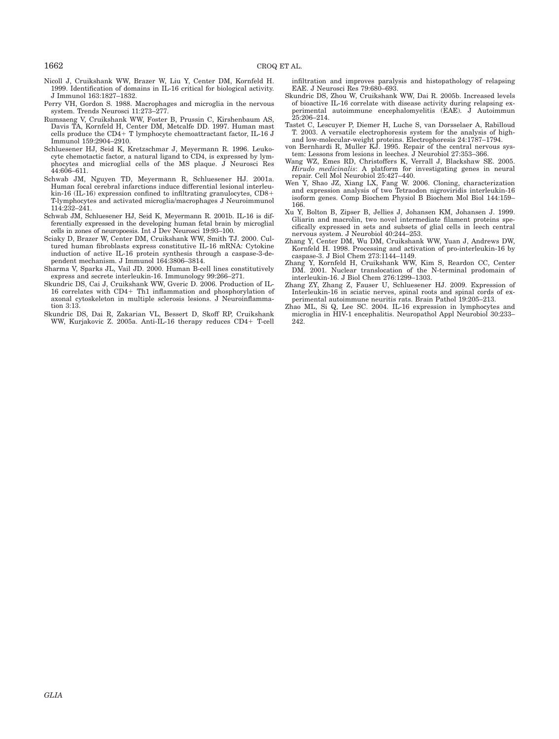Nicoll J, Cruikshank WW, Brazer W, Liu Y, Center DM, Kornfeld H. 1999. Identification of domains in IL-16 critical for biological activity. J Immunol 163:1827–1832.

Perry VH, Gordon S. 1988. Macrophages and microglia in the nervous system. Trends Neurosci 11:273–277.

Rumsaeng V, Cruikshank WW, Foster B, Prussin C, Kirshenbaum AS, Davis TA, Kornfeld H, Center DM, Metcalfe DD. 1997. Human mast cells produce the CD4+ T lymphocyte chemoattractant factor, IL-16 J Immunol 159:2904–2910.

Schluesener HJ, Seid K, Kretzschmar J, Meyermann R. 1996. Leukocyte chemotactic factor, a natural ligand to CD4, is expressed by lymphocytes and microglial cells of the MS plaque. J Neurosci Res 44:606–611.

Schwab JM, Nguyen TD, Meyermann R, Schluesener HJ. 2001a. Human focal cerebral infarctions induce differential lesional interleukin-16 (IL-16) expression confined to infiltrating granulocytes, CD8+ T-lymphocytes and activated microglia/macrophages J Neuroimmunol 114:232–241.

Schwab JM, Schluesener HJ, Seid K, Meyermann R. 2001b. IL-16 is differentially expressed in the developing human fetal brain by microglial cells in zones of neuropoesis. Int J Dev Neurosci 19:93–100.

Sciaky D, Brazer W, Center DM, Cruikshank WW, Smith TJ. 2000. Cultured human fibroblasts express constitutive IL-16 mRNA: Cytokine induction of active IL-16 protein synthesis through a caspase-3-dependent mechanism. J Immunol 164:3806–3814.

Sharma V, Sparks JL, Vail JD. 2000. Human B-cell lines constitutively express and secrete interleukin-16. Immunology 99:266–271.

Skundric DS, Cai J, Cruikshank WW, Gveric D. 2006. Production of IL-16 correlates with CD4+ Th1 inflammation and phosphorylation of axonal cytoskeleton in multiple sclerosis lesions. J Neuroinflammation 3:13.

Skundric DS, Dai R, Zakarian VL, Bessert D, Skoff RP, Cruikshank WW, Kurjakovic Z. 2005a. Anti-IL-16 therapy reduces CD4+ T-cell infiltration and improves paralysis and histopathology of relapsing EAE. J Neurosci Res 79:680–693.

Skundric DS, Zhou W, Cruikshank WW, Dai R. 2005b. Increased levels of bioactive IL-16 correlate with disease activity during relapsing experimental autoimmune encephalomyelitis (EAE). J Autoimmun 25:206–214.

Tastet C, Lescuyer P, Diemer H, Luche S, van Dorsselaer A, Rabilloud T. 2003. A versatile electrophoresis system for the analysis of high- and low-molecular-weight proteins. Electrophoresis 24:1787–1794.

von Bernhardi R, Muller KJ. 1995. Repair of the central nervous system: Lessons from lesions in leeches. J Neurobiol 27:353–366.

Wang WZ, Emes RD, Christoffers K, Verrall J, Blackshaw SE. 2005. *Hirudo medicinalis*: A platform for investigating genes in neural repair. Cell Mol Neurobiol 25:427–440.

Wen Y, Shao JZ, Xiang LX, Fang W. 2006. Cloning, characterization and expression analysis of two Tetraodon nigroviridis interleukin-16 isoform genes. Comp Biochem Physiol B Biochem Mol Biol 144:159–166.

Xu Y, Bolton B, Zipser B, Jellies J, Johansen KM, Johansen J. 1999. Gliarin and macrolin, two novel intermediate filament proteins specifically expressed in sets and subsets of glial cells in leech central nervous system. J Neurobiol 40:244–253.

Zhang Y, Center DM, Wu DM, Cruikshank WW, Yuan J, Andrews DW, Kornfeld H. 1998. Processing and activation of pro-interleukin-16 by caspase-3. J Biol Chem 273:1144–1149.

Zhang Y, Kornfeld H, Cruikshank WW, Kim S, Reardon CC, Center DM. 2001. Nuclear translocation of the N-terminal prodomain of interleukin-16. J Biol Chem 276:1299–1303.

Zhang ZY, Zhang Z, Fauser U, Schluesener HJ. 2009. Expression of Interleukin-16 in sciatic nerves, spinal roots and spinal cords of experimental autoimmune neuritis rats. Brain Pathol 19:205–213.

Zhao ML, Si Q, Lee SC. 2004. IL-16 expression in lymphocytes and microglia in HIV-1 encephalitis. Neuropathol Appl Neurobiol 30:233–242.